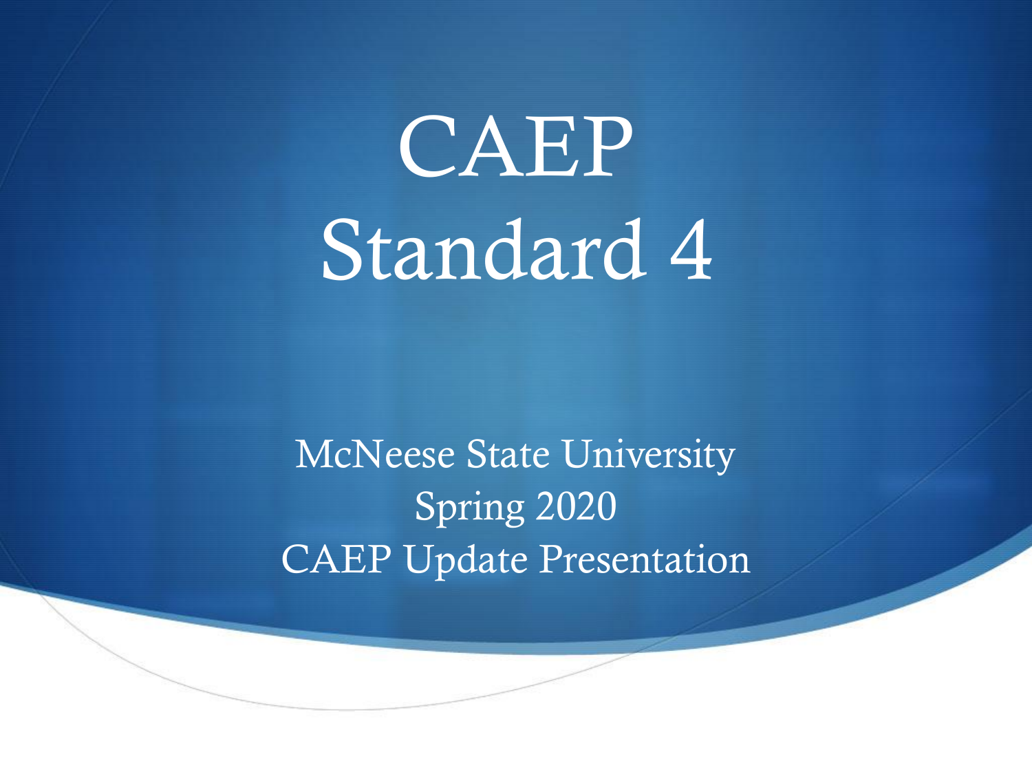# CAEP Standard 4

McNeese State University
Spring 2020
CAEP Update Presentation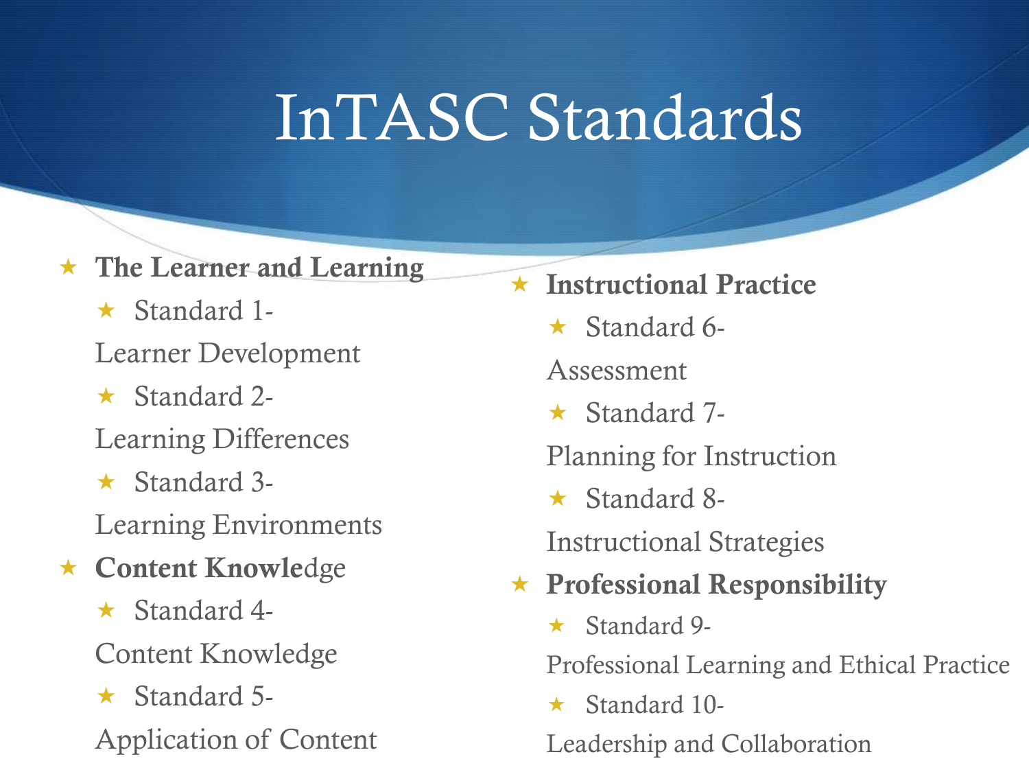# InTASC Standards

- **The Learner and Learning**
  - Standard 1- Learner Development
  - Standard 2- Learning Differences
  - Standard 3- Learning Environments
- **Content Knowle**dge
  - Standard 4- Content Knowledge
  - Standard 5- Application of Content
- **Instructional Practice**
  - Standard 6- Assessment
  - Standard 7- Planning for Instruction
  - Standard 8- Instructional Strategies
- **Professional Responsibility**
  - Standard 9- Professional Learning and Ethical Practice
  - Standard 10- Leadership and Collaboration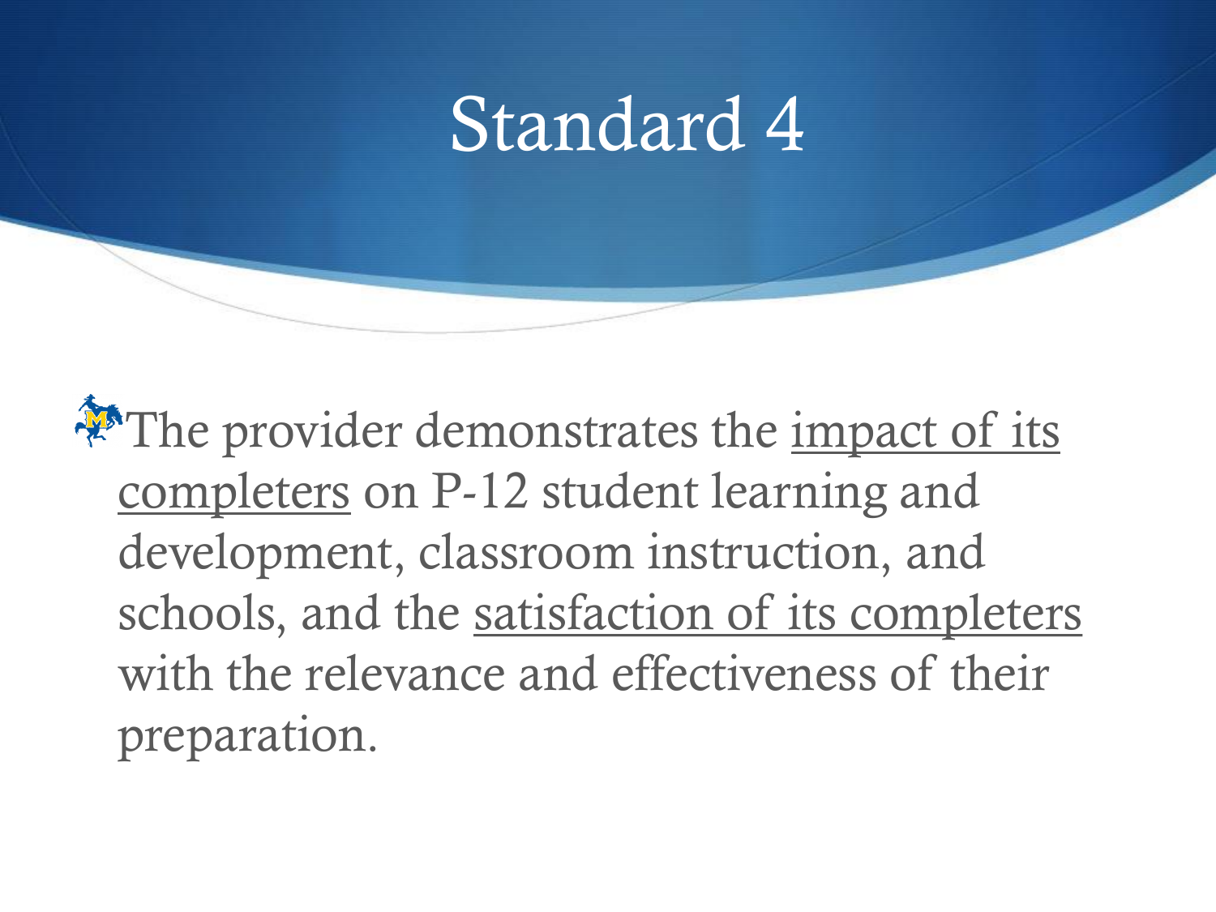# Standard 4

- The provider demonstrates the impact of its completers on P-12 student learning and development, classroom instruction, and schools, and the satisfaction of its completers with the relevance and effectiveness of their preparation.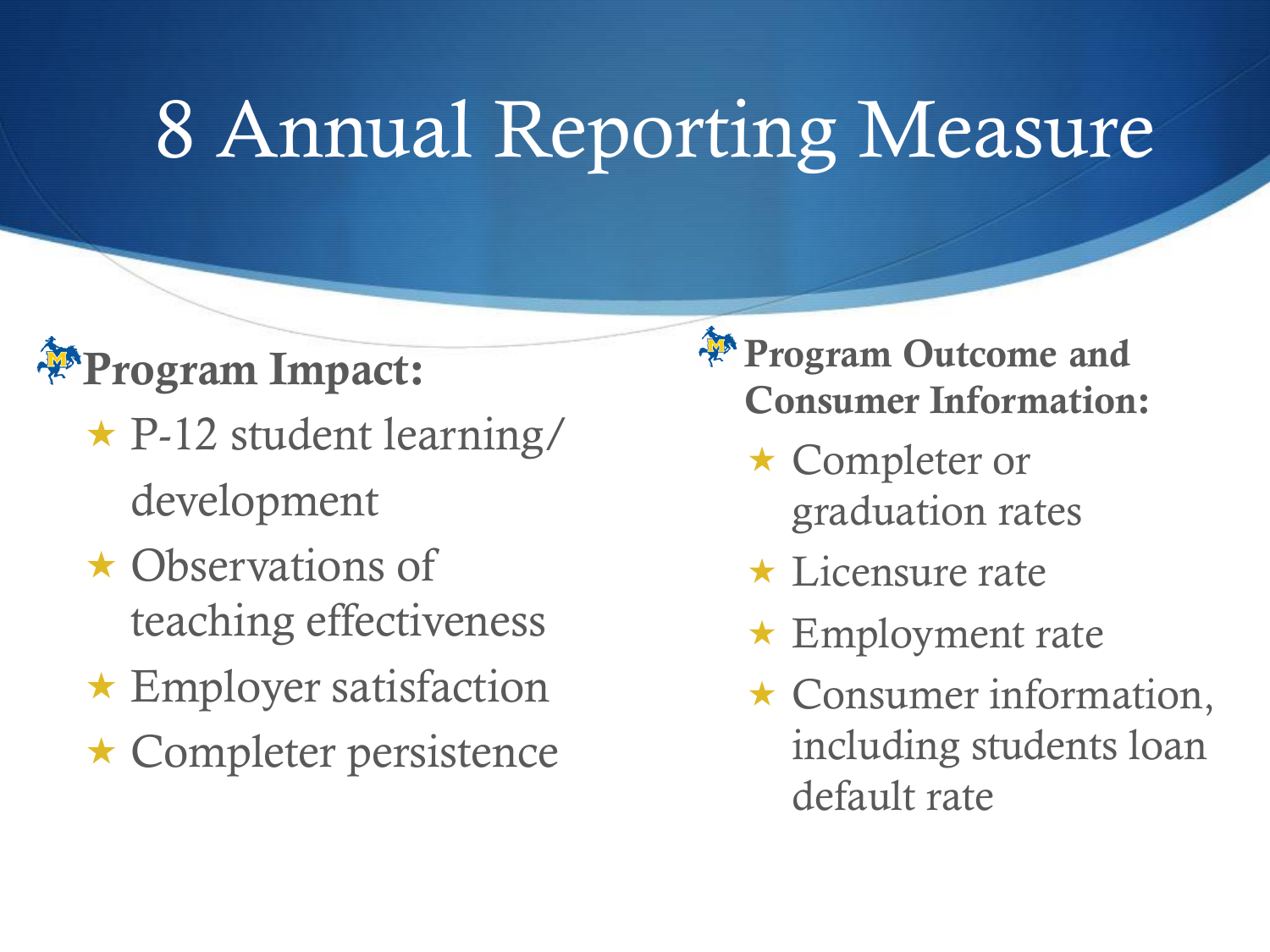# 8 Annual Reporting Measure

**Program Impact:**

- P-12 student learning/ development
- Observations of teaching effectiveness
- Employer satisfaction
- Completer persistence

**Program Outcome and Consumer Information:**

- Completer or graduation rates
- Licensure rate
- Employment rate
- Consumer information, including students loan default rate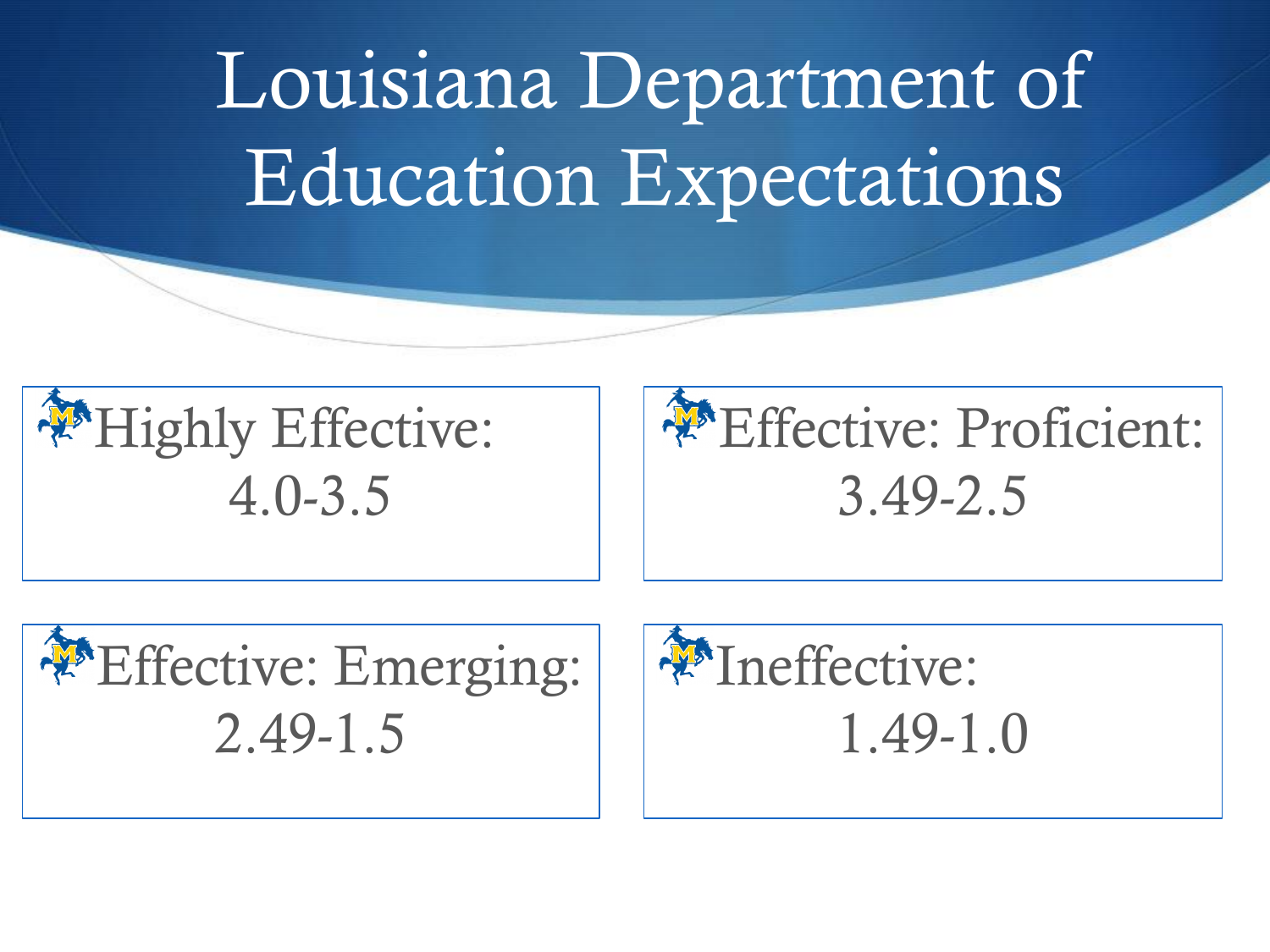# Louisiana Department of Education Expectations

- Highly Effective: 4.0-3.5
- Effective: Proficient: 3.49-2.5
- Effective: Emerging: 2.49-1.5
- Ineffective: 1.49-1.0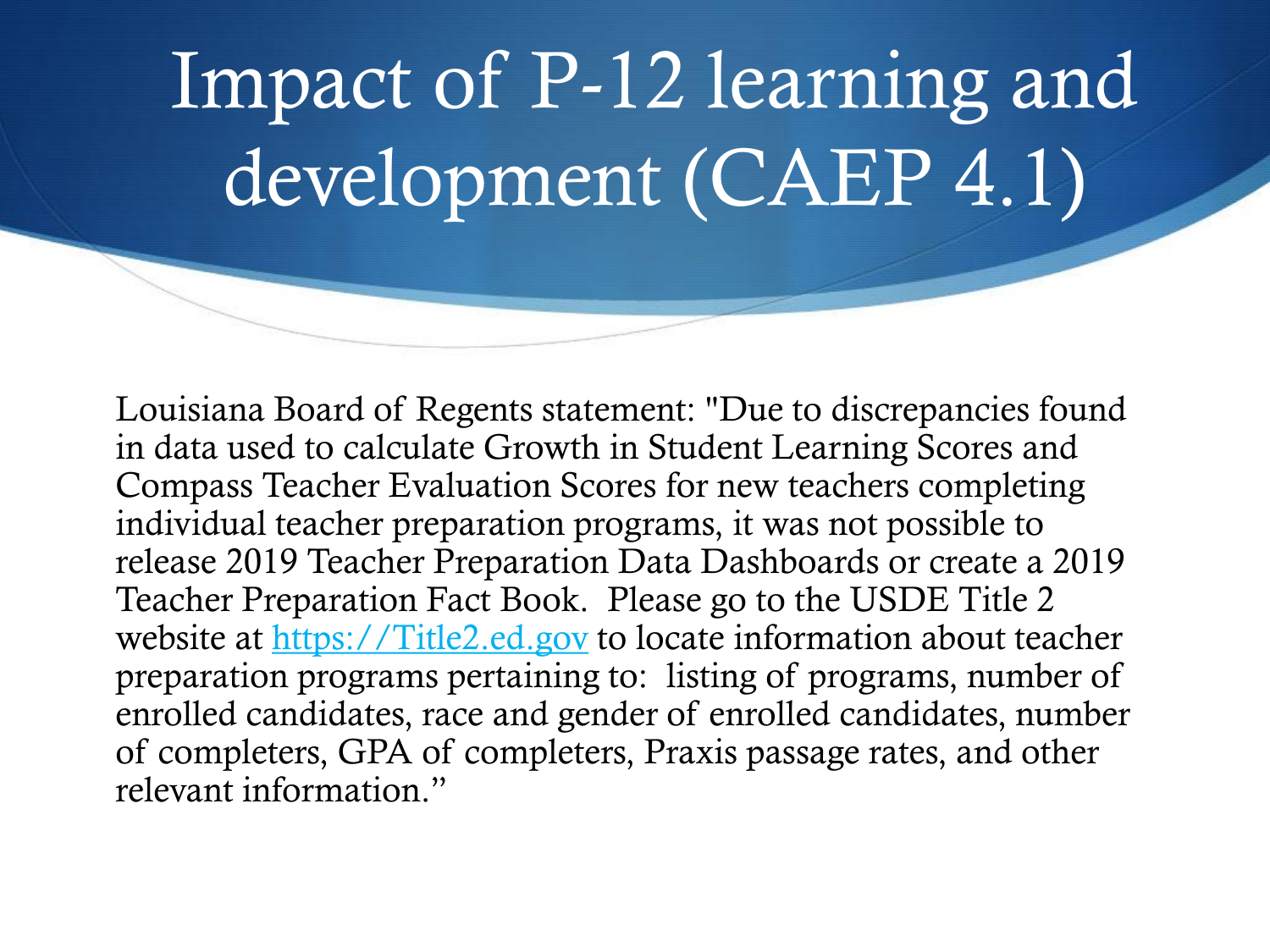# Impact of P-12 learning and development (CAEP 4.1)

Louisiana Board of Regents statement: "Due to discrepancies found in data used to calculate Growth in Student Learning Scores and Compass Teacher Evaluation Scores for new teachers completing individual teacher preparation programs, it was not possible to release 2019 Teacher Preparation Data Dashboards or create a 2019 Teacher Preparation Fact Book. Please go to the USDE Title 2 website at [https://Title2.ed.gov](https://Title2.ed.gov) to locate information about teacher preparation programs pertaining to: listing of programs, number of enrolled candidates, race and gender of enrolled candidates, number of completers, GPA of completers, Praxis passage rates, and other relevant information."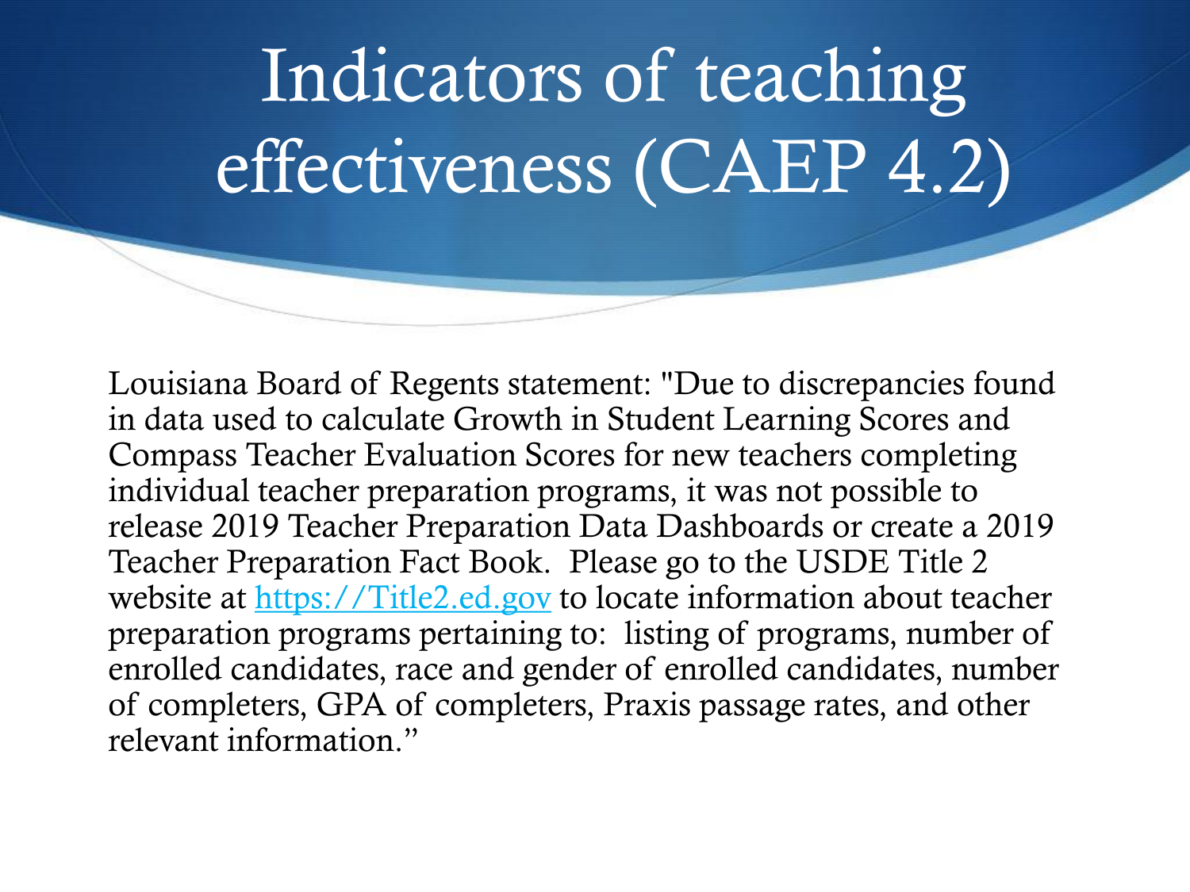# Indicators of teaching effectiveness (CAEP 4.2)

Louisiana Board of Regents statement: "Due to discrepancies found in data used to calculate Growth in Student Learning Scores and Compass Teacher Evaluation Scores for new teachers completing individual teacher preparation programs, it was not possible to release 2019 Teacher Preparation Data Dashboards or create a 2019 Teacher Preparation Fact Book. Please go to the USDE Title 2 website at [https://Title2.ed.gov](https://Title2.ed.gov) to locate information about teacher preparation programs pertaining to: listing of programs, number of enrolled candidates, race and gender of enrolled candidates, number of completers, GPA of completers, Praxis passage rates, and other relevant information."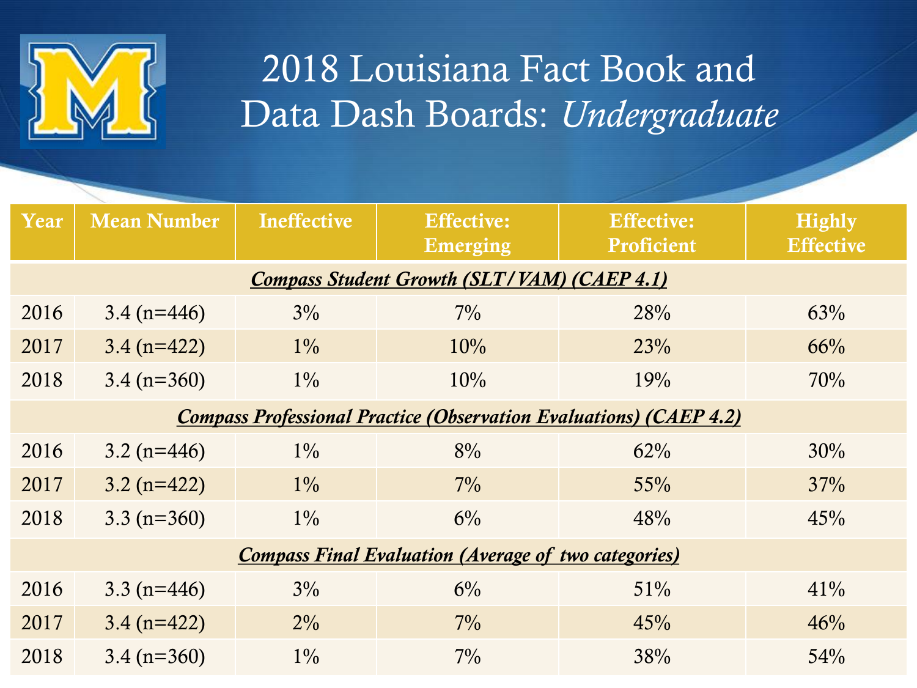# 2018 Louisiana Fact Book and Data Dash Boards: *Undergraduate*

| Year | Mean Number | Ineffective | Effective: Emerging | Effective: Proficient | Highly Effective |
|---|---|---|---|---|---|
| ***Compass Student Growth (SLT/VAM) (CAEP 4.1)*** | | | | | |
| 2016 | 3.4 (n=446) | 3% | 7% | 28% | 63% |
| 2017 | 3.4 (n=422) | 1% | 10% | 23% | 66% |
| 2018 | 3.4 (n=360) | 1% | 10% | 19% | 70% |
| ***Compass Professional Practice (Observation Evaluations) (CAEP 4.2)*** | | | | | |
| 2016 | 3.2 (n=446) | 1% | 8% | 62% | 30% |
| 2017 | 3.2 (n=422) | 1% | 7% | 55% | 37% |
| 2018 | 3.3 (n=360) | 1% | 6% | 48% | 45% |
| ***Compass Final Evaluation (Average of two categories)*** | | | | | |
| 2016 | 3.3 (n=446) | 3% | 6% | 51% | 41% |
| 2017 | 3.4 (n=422) | 2% | 7% | 45% | 46% |
| 2018 | 3.4 (n=360) | 1% | 7% | 38% | 54% |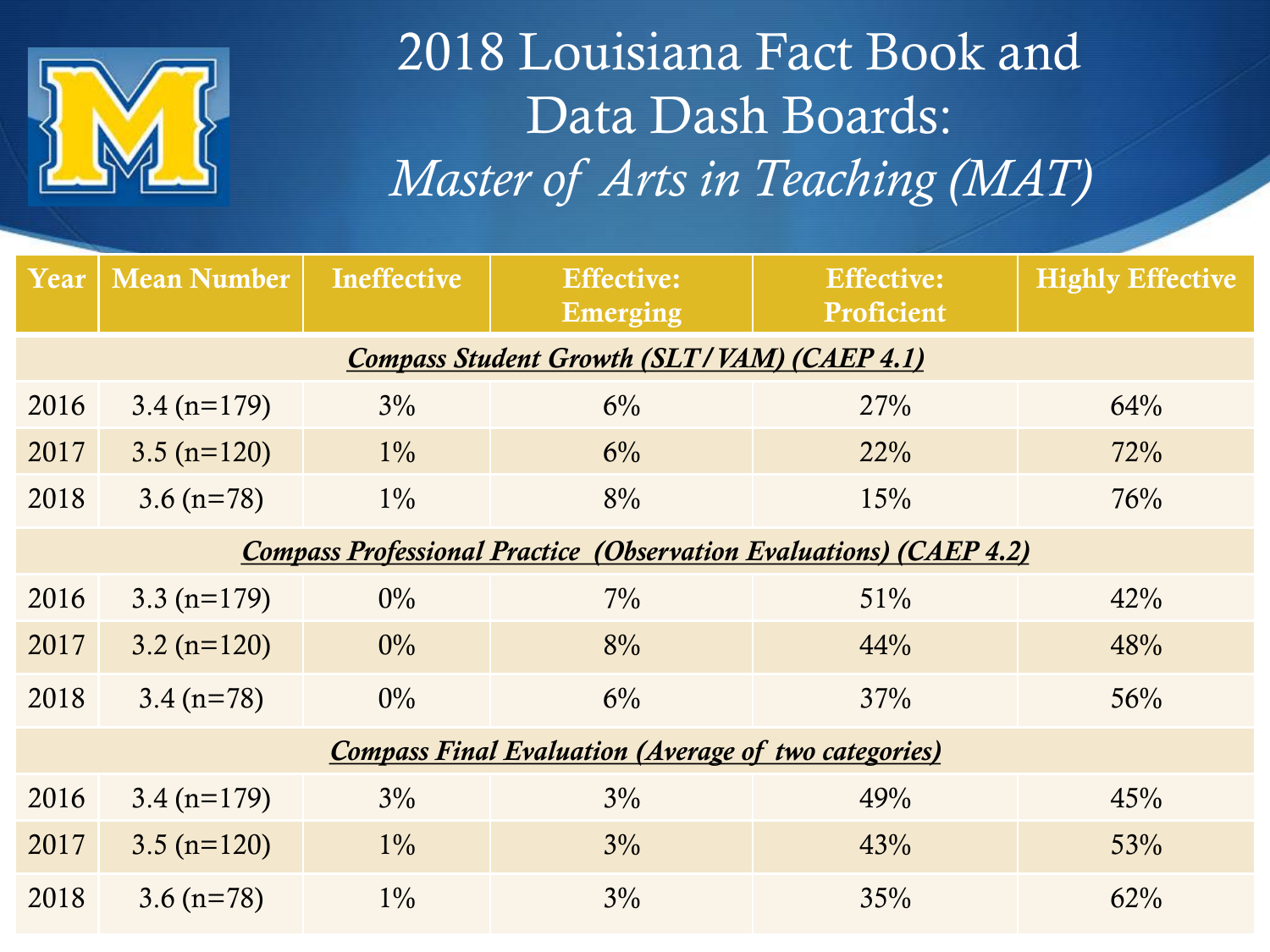# 2018 Louisiana Fact Book and Data Dash Boards: *Master of Arts in Teaching (MAT)*

| Year | Mean Number | Ineffective | Effective: Emerging | Effective: Proficient | Highly Effective |
|---|---|---|---|---|---|
| ***Compass Student Growth (SLT/VAM) (CAEP 4.1)*** | | | | | |
| 2016 | 3.4 (n=179) | 3% | 6% | 27% | 64% |
| 2017 | 3.5 (n=120) | 1% | 6% | 22% | 72% |
| 2018 | 3.6 (n=78) | 1% | 8% | 15% | 76% |
| ***Compass Professional Practice (Observation Evaluations) (CAEP 4.2)*** | | | | | |
| 2016 | 3.3 (n=179) | 0% | 7% | 51% | 42% |
| 2017 | 3.2 (n=120) | 0% | 8% | 44% | 48% |
| 2018 | 3.4 (n=78) | 0% | 6% | 37% | 56% |
| ***Compass Final Evaluation (Average of two categories)*** | | | | | |
| 2016 | 3.4 (n=179) | 3% | 3% | 49% | 45% |
| 2017 | 3.5 (n=120) | 1% | 3% | 43% | 53% |
| 2018 | 3.6 (n=78) | 1% | 3% | 35% | 62% |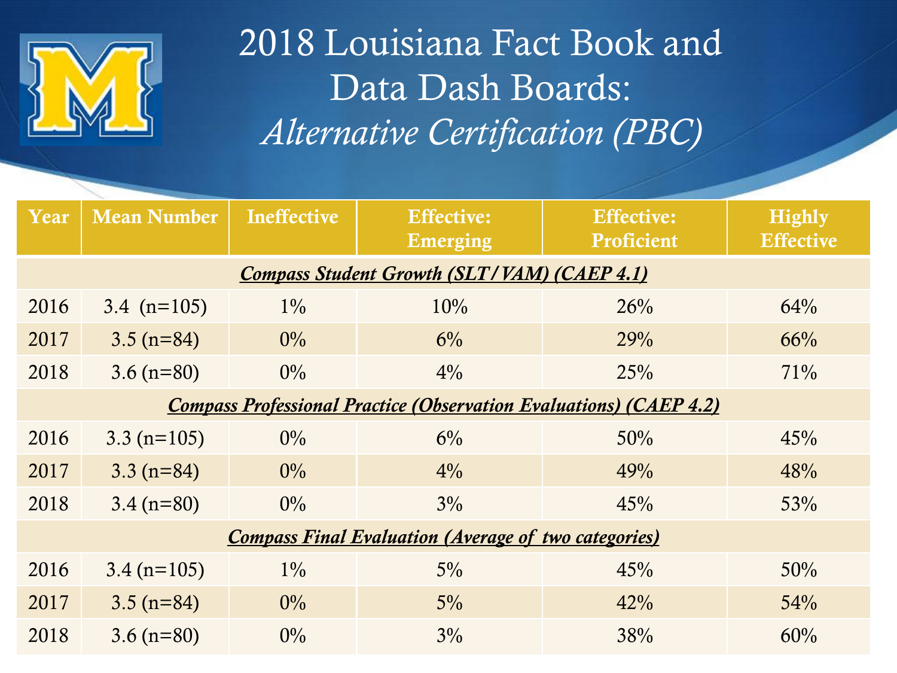# 2018 Louisiana Fact Book and Data Dash Boards: *Alternative Certification (PBC)*

| Year | Mean Number | Ineffective | Effective: Emerging | Effective: Proficient | Highly Effective |
|---|---|---|---|---|---|
| ***Compass Student Growth (SLT/VAM) (CAEP 4.1)*** | | | | | |
| 2016 | 3.4 (n=105) | 1% | 10% | 26% | 64% |
| 2017 | 3.5 (n=84) | 0% | 6% | 29% | 66% |
| 2018 | 3.6 (n=80) | 0% | 4% | 25% | 71% |
| ***Compass Professional Practice (Observation Evaluations) (CAEP 4.2)*** | | | | | |
| 2016 | 3.3 (n=105) | 0% | 6% | 50% | 45% |
| 2017 | 3.3 (n=84) | 0% | 4% | 49% | 48% |
| 2018 | 3.4 (n=80) | 0% | 3% | 45% | 53% |
| ***Compass Final Evaluation (Average of two categories)*** | | | | | |
| 2016 | 3.4 (n=105) | 1% | 5% | 45% | 50% |
| 2017 | 3.5 (n=84) | 0% | 5% | 42% | 54% |
| 2018 | 3.6 (n=80) | 0% | 3% | 38% | 60% |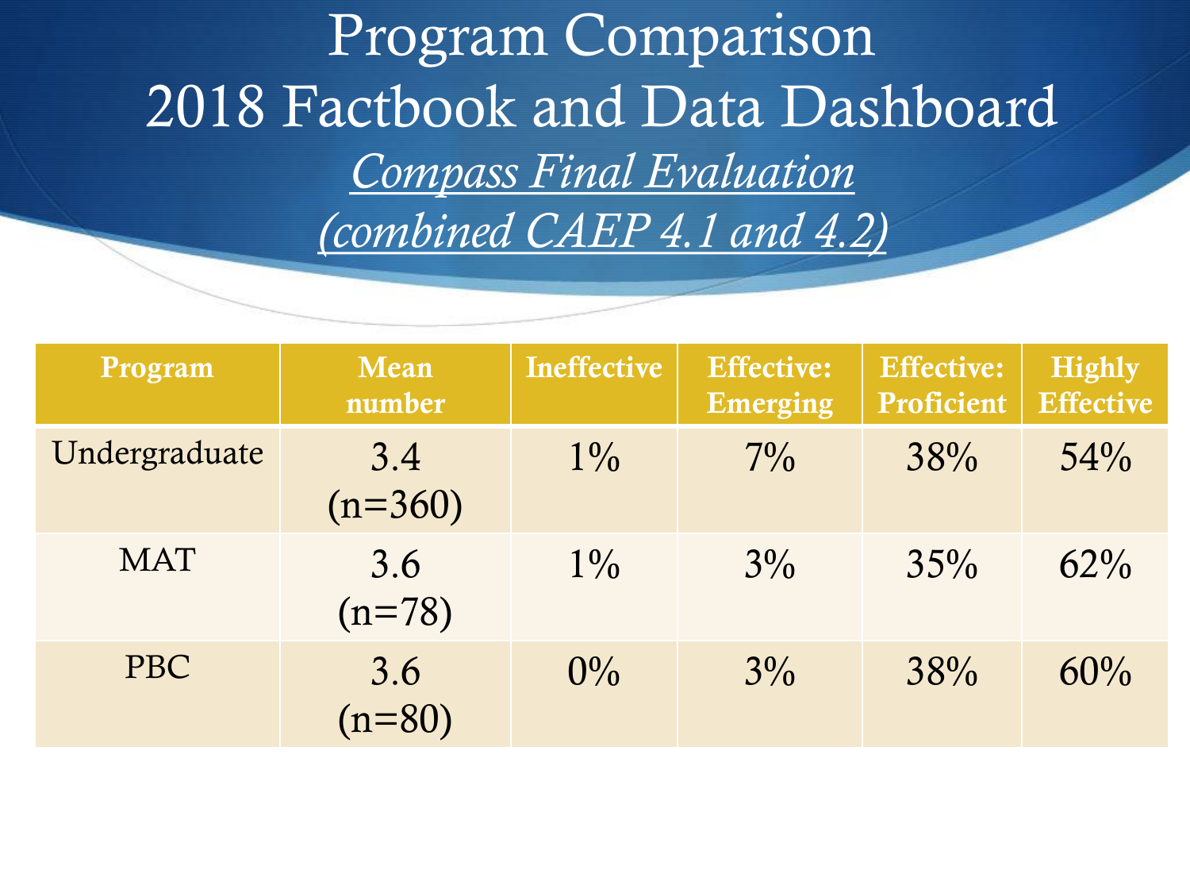# Program Comparison
# 2018 Factbook and Data Dashboard

## *Compass Final Evaluation (combined CAEP 4.1 and 4.2)*

| Program | Mean number | Ineffective | Effective: Emerging | Effective: Proficient | Highly Effective |
|---|---|---|---|---|---|
| Undergraduate | 3.4 (n=360) | 1% | 7% | 38% | 54% |
| MAT | 3.6 (n=78) | 1% | 3% | 35% | 62% |
| PBC | 3.6 (n=80) | 0% | 3% | 38% | 60% |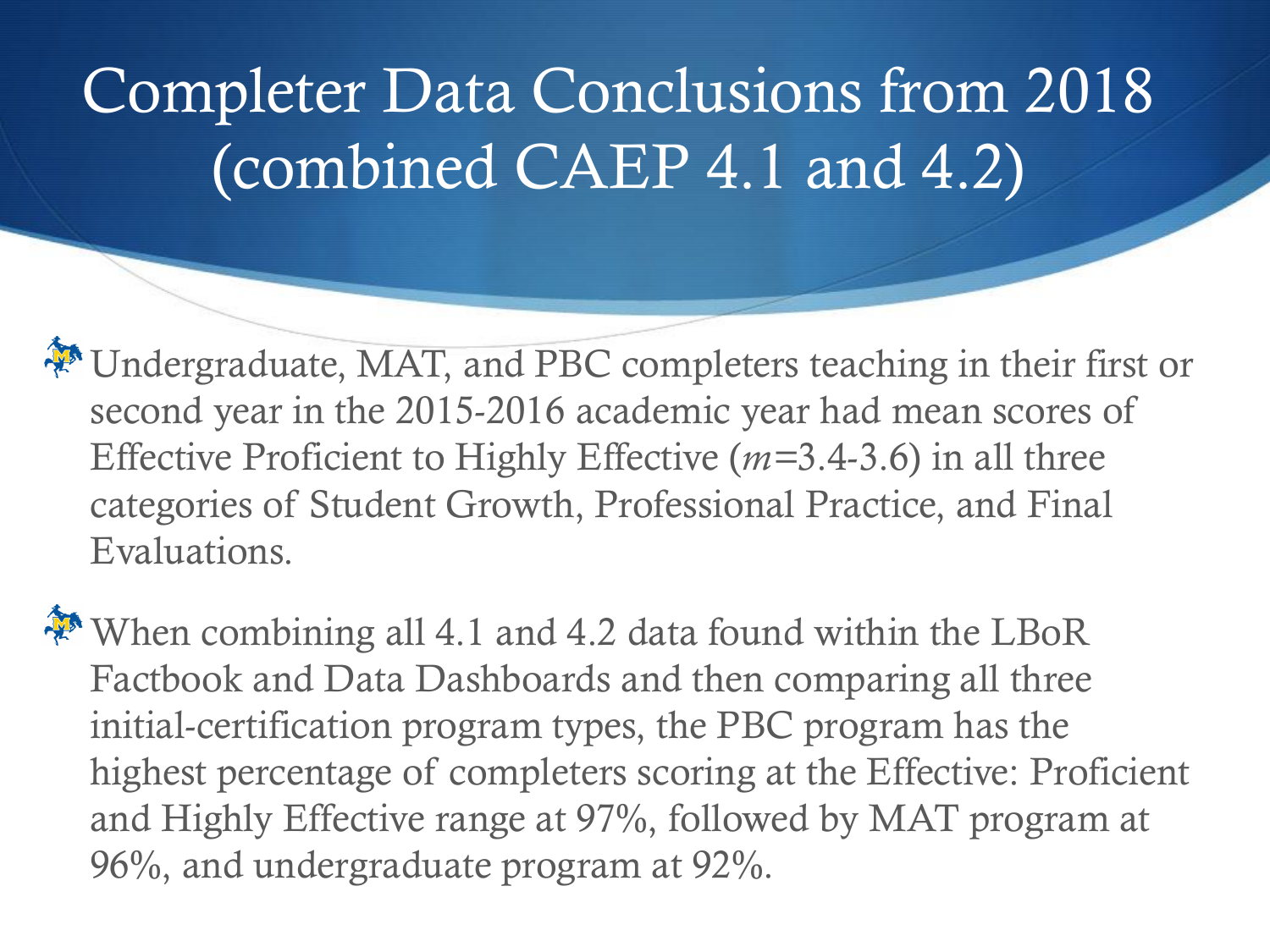# Completer Data Conclusions from 2018 (combined CAEP 4.1 and 4.2)

- Undergraduate, MAT, and PBC completers teaching in their first or second year in the 2015-2016 academic year had mean scores of Effective Proficient to Highly Effective (*m*=3.4-3.6) in all three categories of Student Growth, Professional Practice, and Final Evaluations.
- When combining all 4.1 and 4.2 data found within the LBoR Factbook and Data Dashboards and then comparing all three initial-certification program types, the PBC program has the highest percentage of completers scoring at the Effective: Proficient and Highly Effective range at 97%, followed by MAT program at 96%, and undergraduate program at 92%.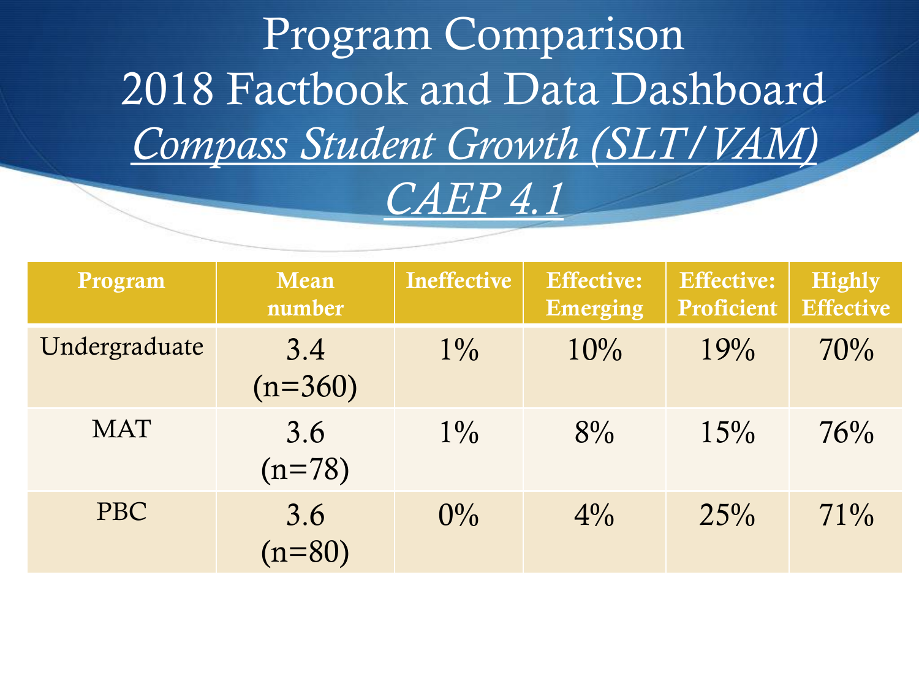# Program Comparison
# 2018 Factbook and Data Dashboard
## *Compass Student Growth (SLT/VAM)*
## *CAEP 4.1*

| Program | Mean number | Ineffective | Effective: Emerging | Effective: Proficient | Highly Effective |
|---|---|---|---|---|---|
| Undergraduate | 3.4 (n=360) | 1% | 10% | 19% | 70% |
| MAT | 3.6 (n=78) | 1% | 8% | 15% | 76% |
| PBC | 3.6 (n=80) | 0% | 4% | 25% | 71% |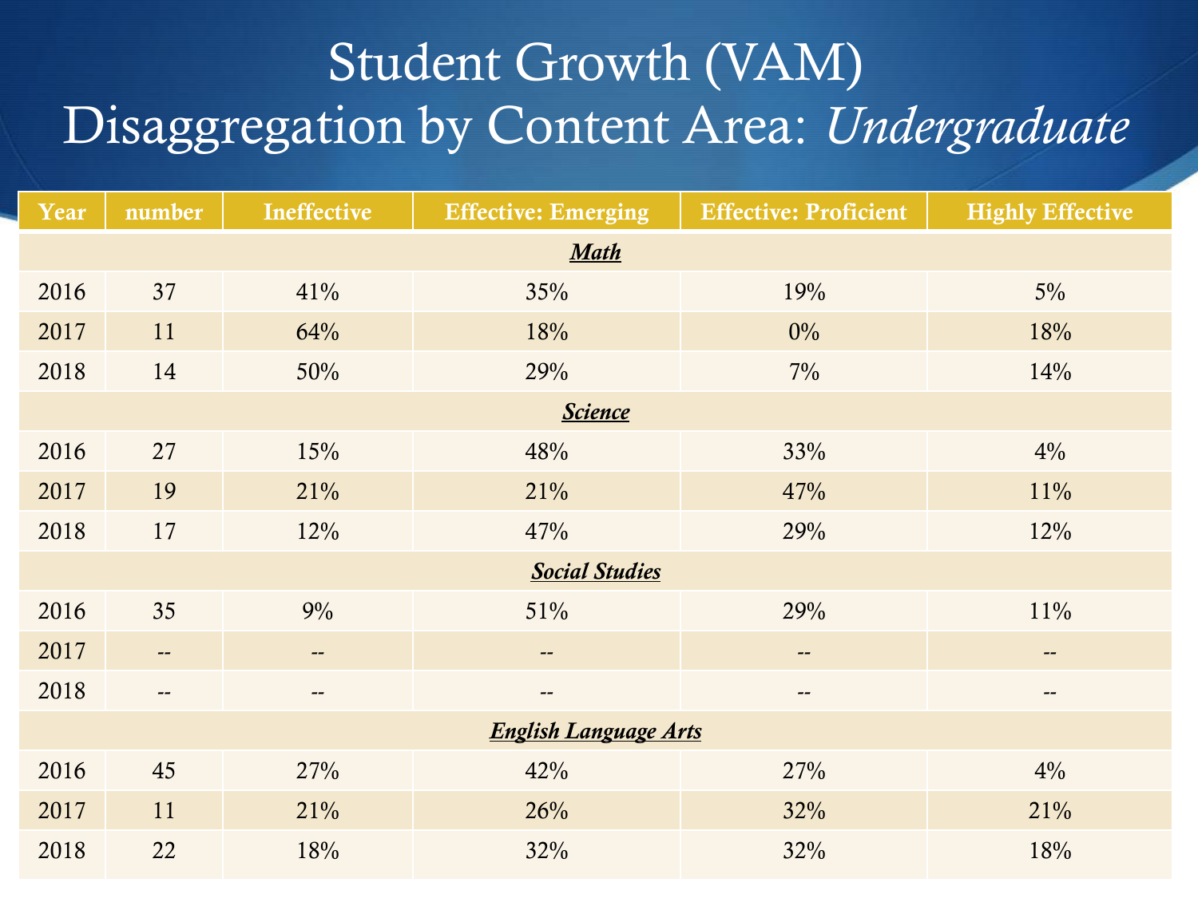# Student Growth (VAM) Disaggregation by Content Area: *Undergraduate*

| Year | number | Ineffective | Effective: Emerging | Effective: Proficient | Highly Effective |
|---|---|---|---|---|---|
| ***Math*** | | | | | |
| 2016 | 37 | 41% | 35% | 19% | 5% |
| 2017 | 11 | 64% | 18% | 0% | 18% |
| 2018 | 14 | 50% | 29% | 7% | 14% |
| ***Science*** | | | | | |
| 2016 | 27 | 15% | 48% | 33% | 4% |
| 2017 | 19 | 21% | 21% | 47% | 11% |
| 2018 | 17 | 12% | 47% | 29% | 12% |
| ***Social Studies*** | | | | | |
| 2016 | 35 | 9% | 51% | 29% | 11% |
| 2017 | -- | -- | -- | -- | -- |
| 2018 | -- | -- | -- | -- | -- |
| ***English Language Arts*** | | | | | |
| 2016 | 45 | 27% | 42% | 27% | 4% |
| 2017 | 11 | 21% | 26% | 32% | 21% |
| 2018 | 22 | 18% | 32% | 32% | 18% |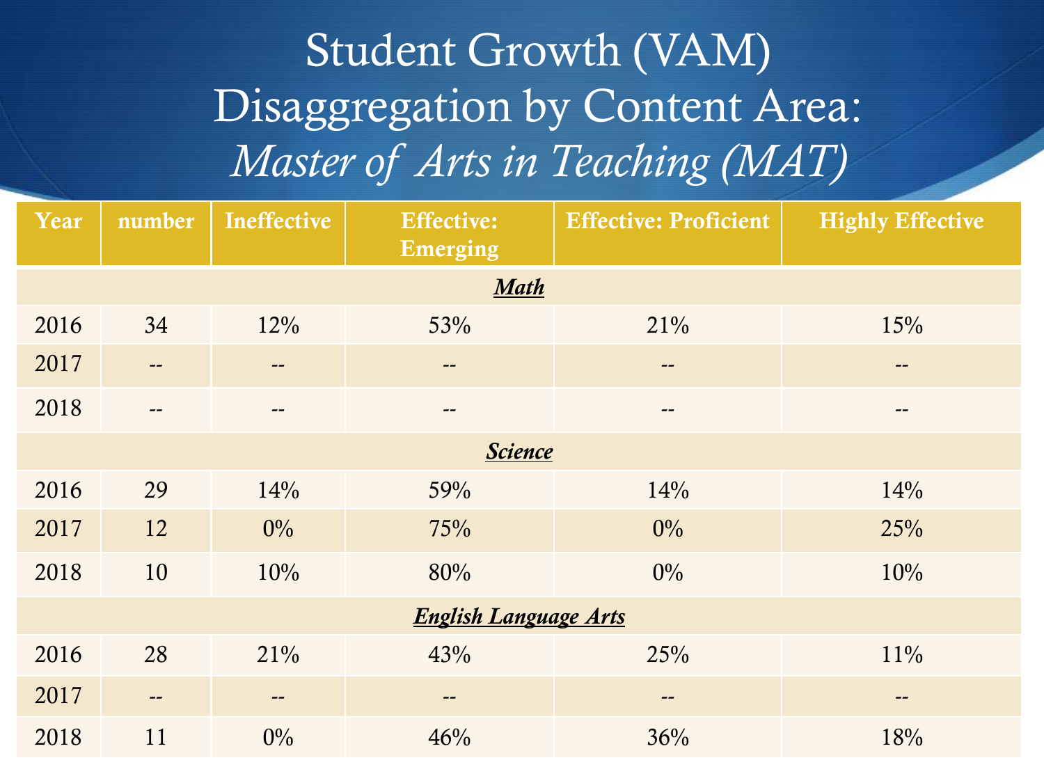# Student Growth (VAM) Disaggregation by Content Area: *Master of Arts in Teaching (MAT)*

| Year | number | Ineffective | Effective: Emerging | Effective: Proficient | Highly Effective |
|---|---|---|---|---|---|
| ***Math*** | | | | | |
| 2016 | 34 | 12% | 53% | 21% | 15% |
| 2017 | -- | -- | -- | -- | -- |
| 2018 | -- | -- | -- | -- | -- |
| ***Science*** | | | | | |
| 2016 | 29 | 14% | 59% | 14% | 14% |
| 2017 | 12 | 0% | 75% | 0% | 25% |
| 2018 | 10 | 10% | 80% | 0% | 10% |
| ***English Language Arts*** | | | | | |
| 2016 | 28 | 21% | 43% | 25% | 11% |
| 2017 | -- | -- | -- | -- | -- |
| 2018 | 11 | 0% | 46% | 36% | 18% |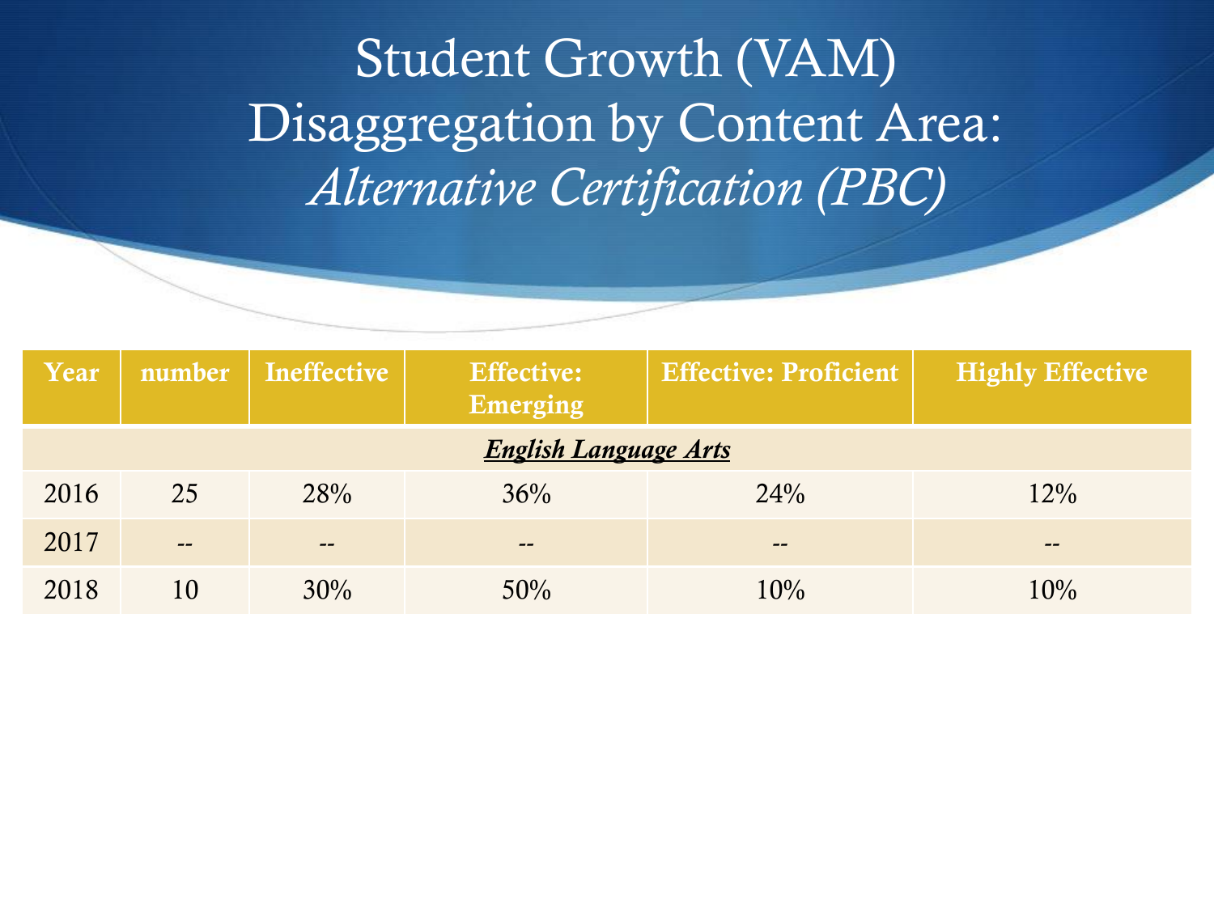# Student Growth (VAM) Disaggregation by Content Area: *Alternative Certification (PBC)*

| Year | number | Ineffective | Effective: Emerging | Effective: Proficient | Highly Effective |
|---|---|---|---|---|---|
| ***English Language Arts*** | | | | | |
| 2016 | 25 | 28% | 36% | 24% | 12% |
| 2017 | -- | -- | -- | -- | -- |
| 2018 | 10 | 30% | 50% | 10% | 10% |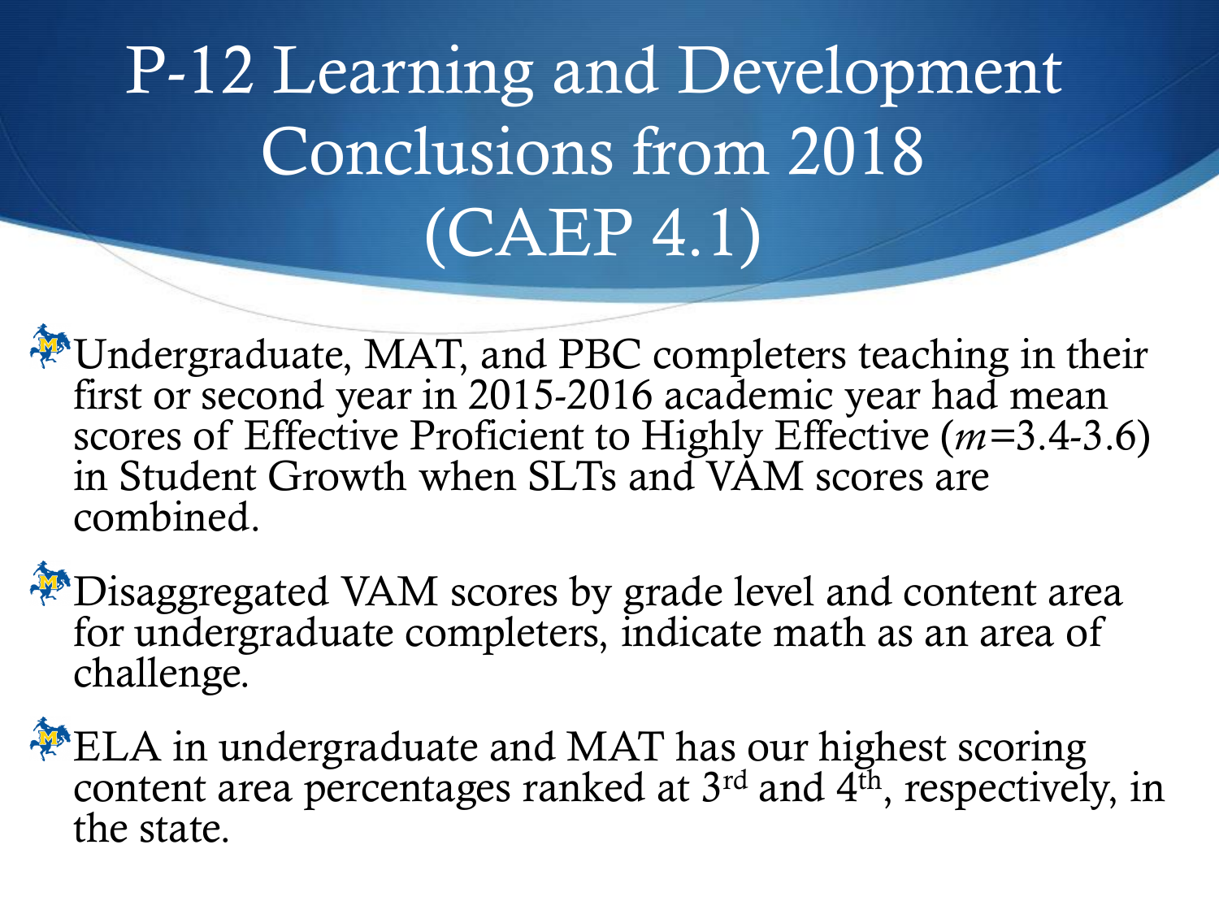# P-12 Learning and Development Conclusions from 2018 (CAEP 4.1)

- Undergraduate, MAT, and PBC completers teaching in their first or second year in 2015-2016 academic year had mean scores of Effective Proficient to Highly Effective (*m*=3.4-3.6) in Student Growth when SLTs and VAM scores are combined.
- Disaggregated VAM scores by grade level and content area for undergraduate completers, indicate math as an area of challenge.
- ELA in undergraduate and MAT has our highest scoring content area percentages ranked at 3rd and 4th, respectively, in the state.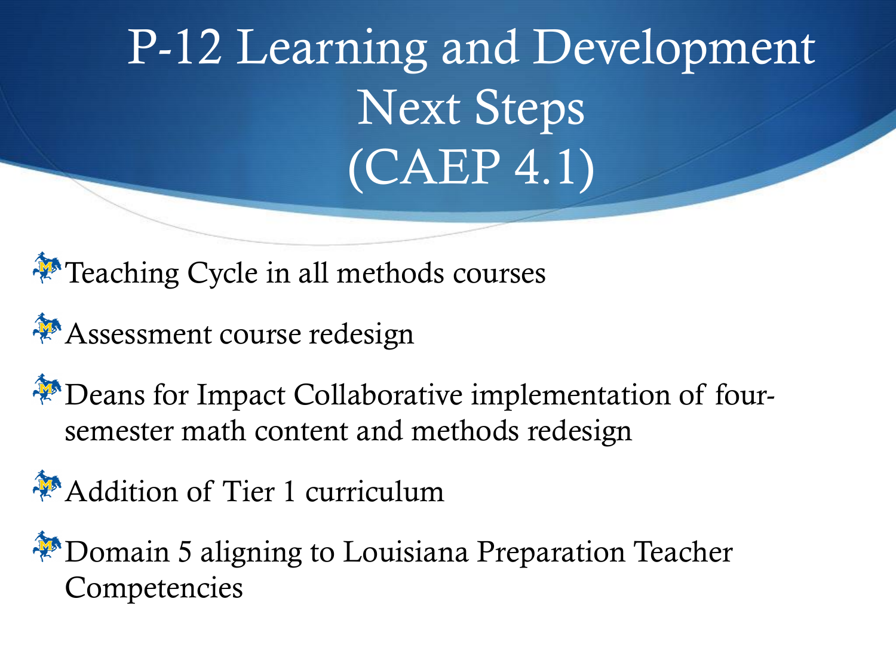# P-12 Learning and Development Next Steps (CAEP 4.1)

- Teaching Cycle in all methods courses
- Assessment course redesign
- Deans for Impact Collaborative implementation of four-semester math content and methods redesign
- Addition of Tier 1 curriculum
- Domain 5 aligning to Louisiana Preparation Teacher Competencies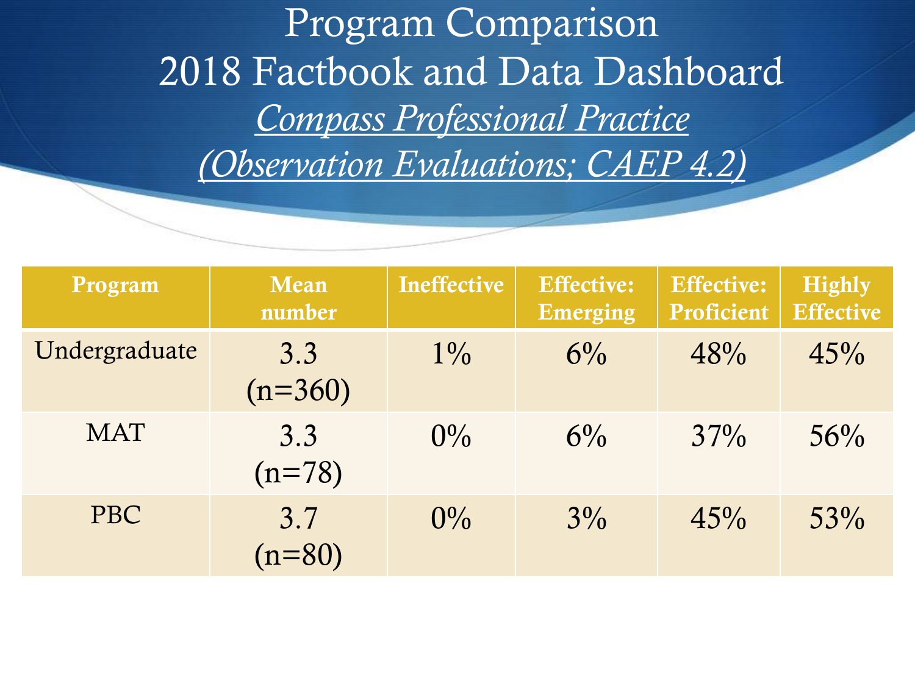# Program Comparison
# 2018 Factbook and Data Dashboard

## *Compass Professional Practice (Observation Evaluations; CAEP 4.2)*

| Program | Mean number | Ineffective | Effective: Emerging | Effective: Proficient | Highly Effective |
|---|---|---|---|---|---|
| Undergraduate | 3.3 (n=360) | 1% | 6% | 48% | 45% |
| MAT | 3.3 (n=78) | 0% | 6% | 37% | 56% |
| PBC | 3.7 (n=80) | 0% | 3% | 45% | 53% |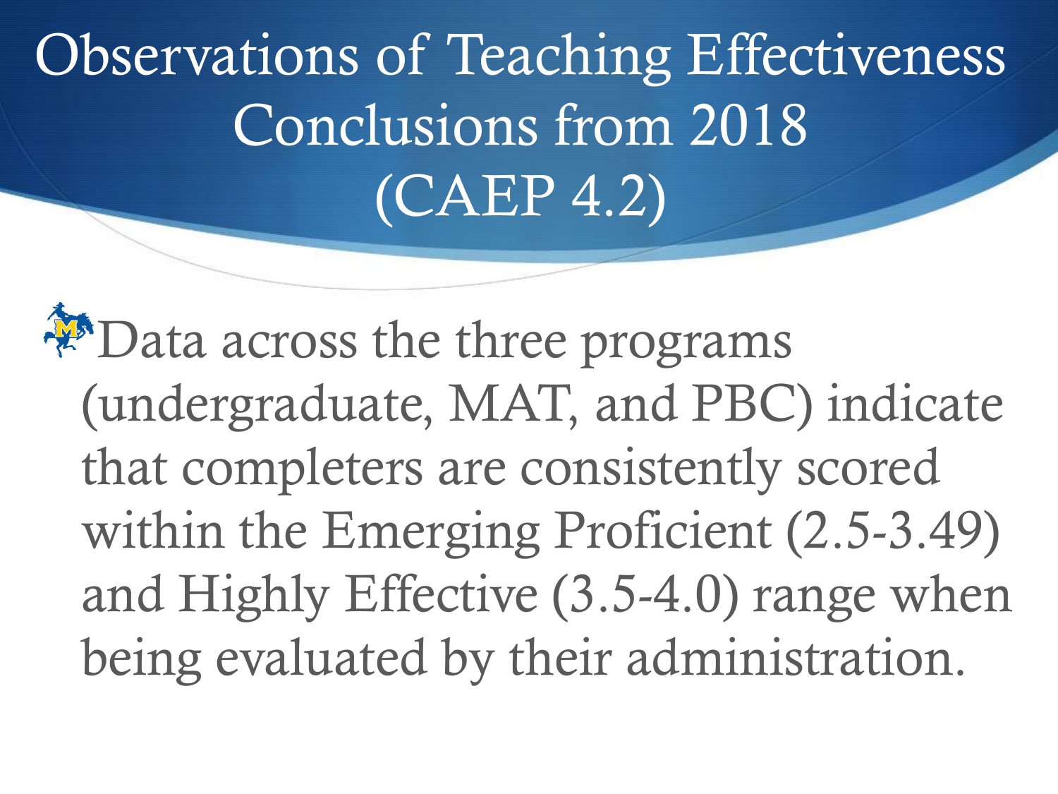# Observations of Teaching Effectiveness Conclusions from 2018 (CAEP 4.2)

- Data across the three programs (undergraduate, MAT, and PBC) indicate that completers are consistently scored within the Emerging Proficient (2.5-3.49) and Highly Effective (3.5-4.0) range when being evaluated by their administration.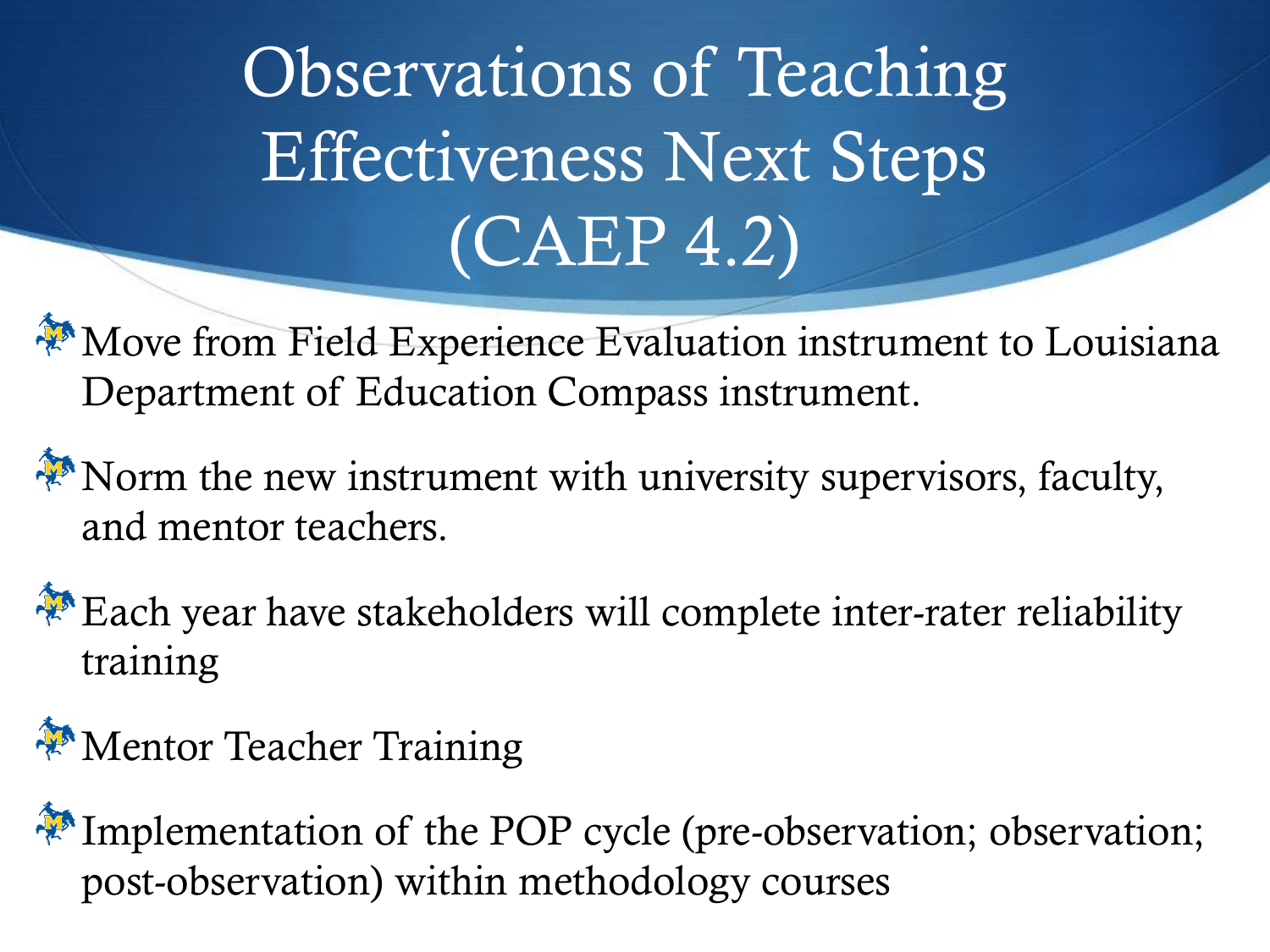# Observations of Teaching Effectiveness Next Steps (CAEP 4.2)

- Move from Field Experience Evaluation instrument to Louisiana Department of Education Compass instrument.
- Norm the new instrument with university supervisors, faculty, and mentor teachers.
- Each year have stakeholders will complete inter-rater reliability training
- Mentor Teacher Training
- Implementation of the POP cycle (pre-observation; observation; post-observation) within methodology courses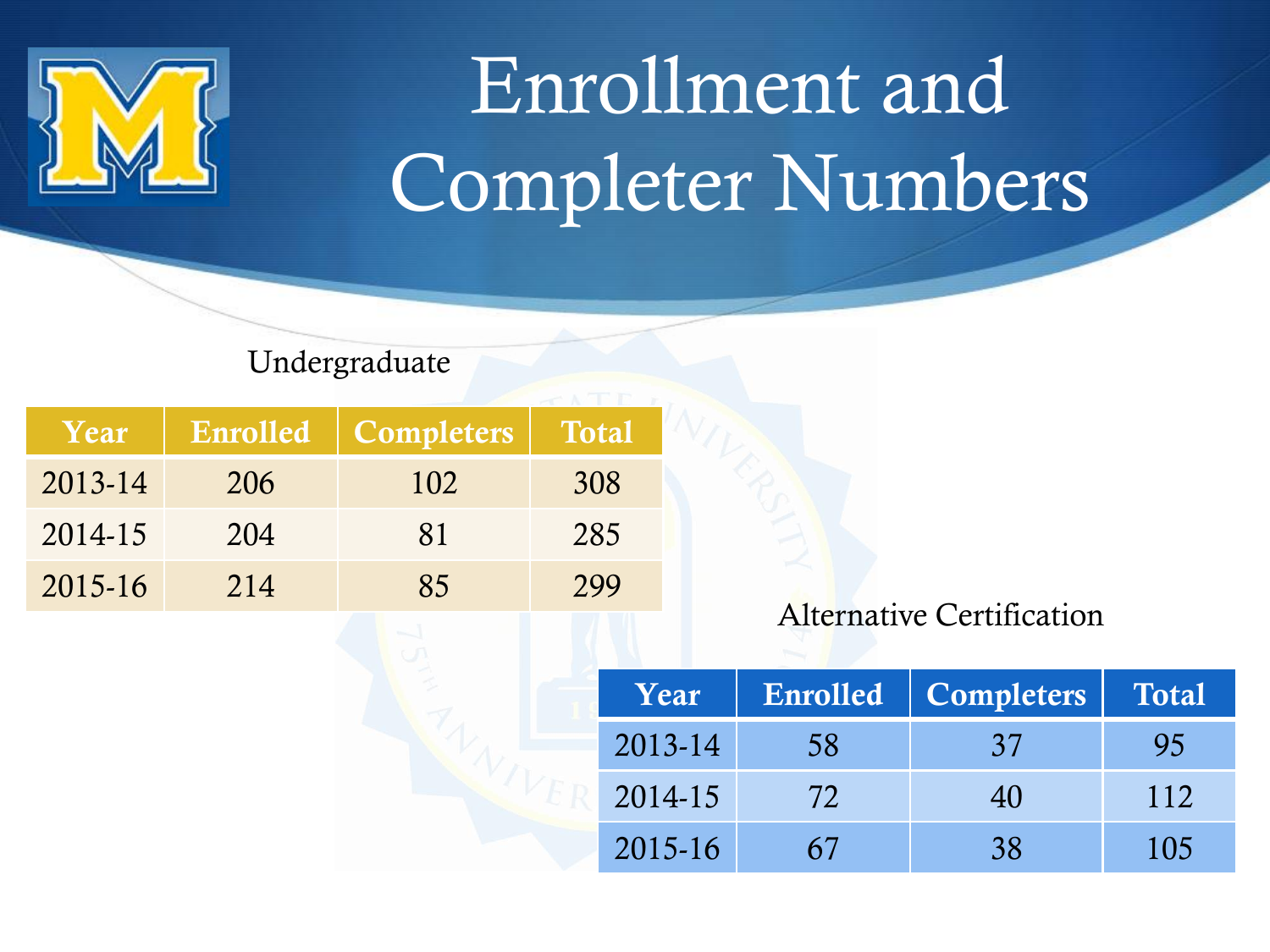# Enrollment and Completer Numbers

Undergraduate

| Year | Enrolled | Completers | Total |
|---|---|---|---|
| 2013-14 | 206 | 102 | 308 |
| 2014-15 | 204 | 81 | 285 |
| 2015-16 | 214 | 85 | 299 |

Alternative Certification

| Year | Enrolled | Completers | Total |
|---|---|---|---|
| 2013-14 | 58 | 37 | 95 |
| 2014-15 | 72 | 40 | 112 |
| 2015-16 | 67 | 38 | 105 |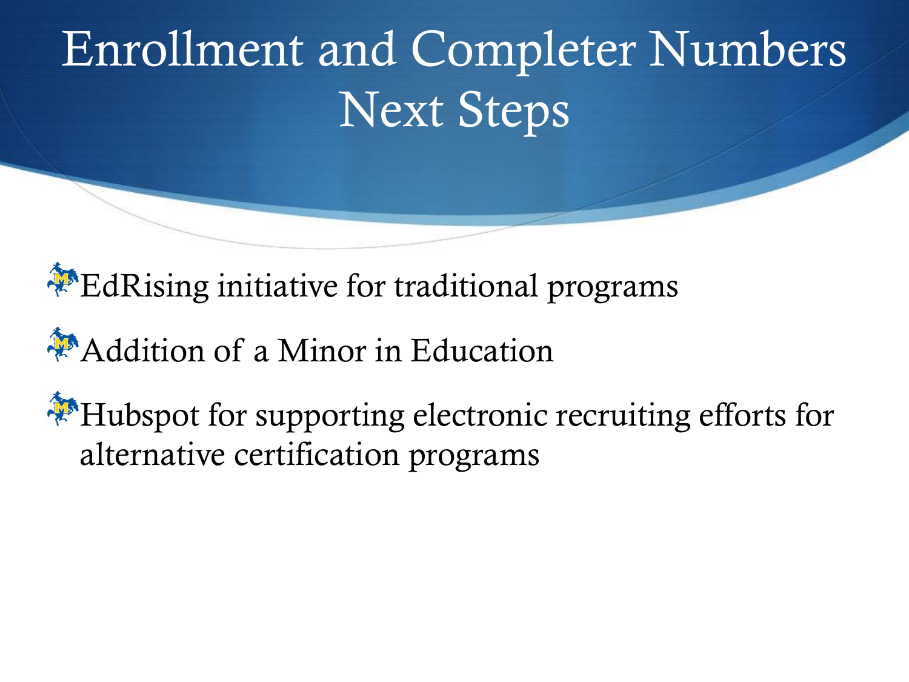# Enrollment and Completer Numbers Next Steps

- EdRising initiative for traditional programs
- Addition of a Minor in Education
- Hubspot for supporting electronic recruiting efforts for alternative certification programs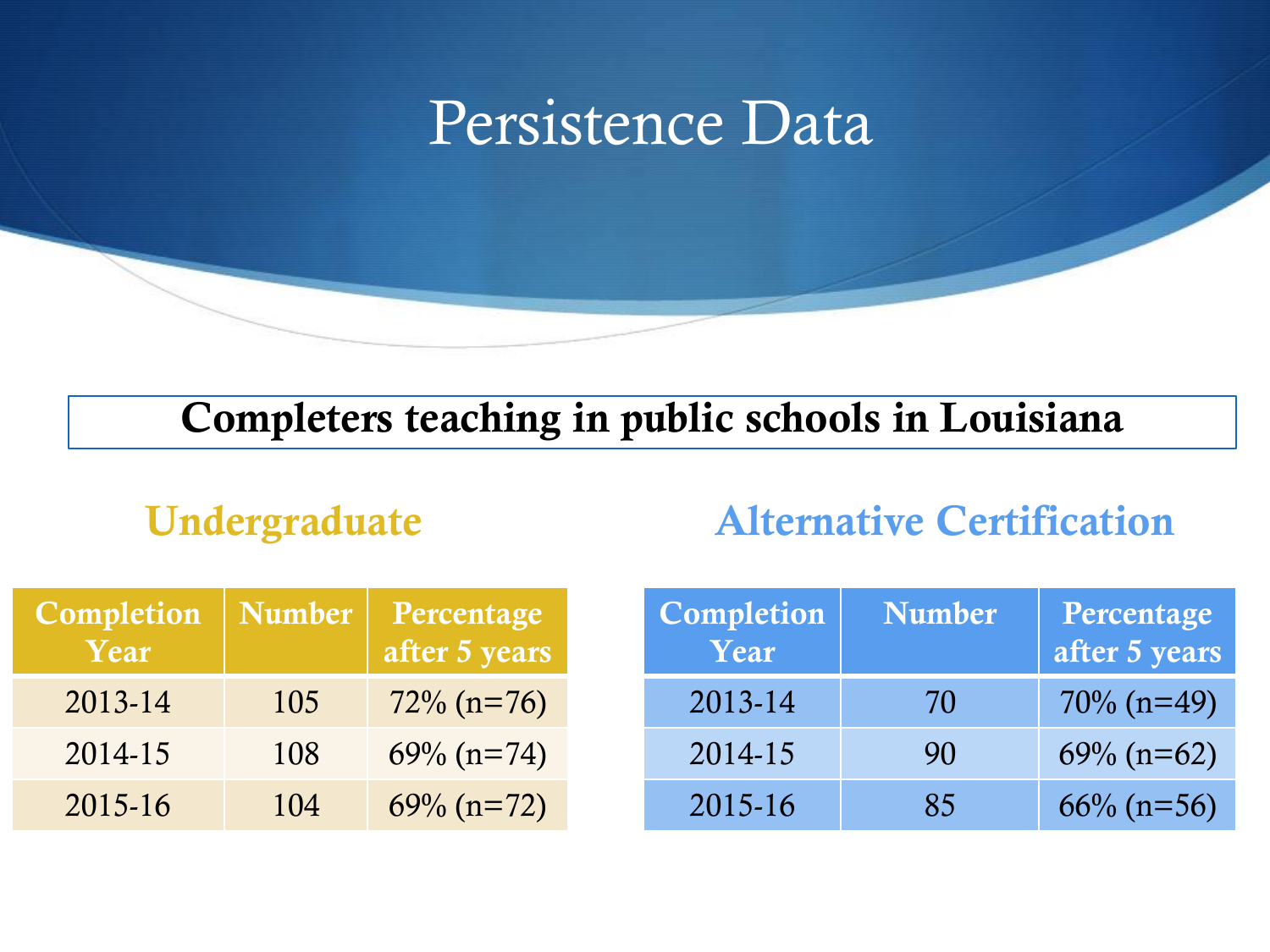# Persistence Data

**Completers teaching in public schools in Louisiana**

## Undergraduate

| Completion Year | Number | Percentage after 5 years |
|---|---|---|
| 2013-14 | 105 | 72% (n=76) |
| 2014-15 | 108 | 69% (n=74) |
| 2015-16 | 104 | 69% (n=72) |

## Alternative Certification

| Completion Year | Number | Percentage after 5 years |
|---|---|---|
| 2013-14 | 70 | 70% (n=49) |
| 2014-15 | 90 | 69% (n=62) |
| 2015-16 | 85 | 66% (n=56) |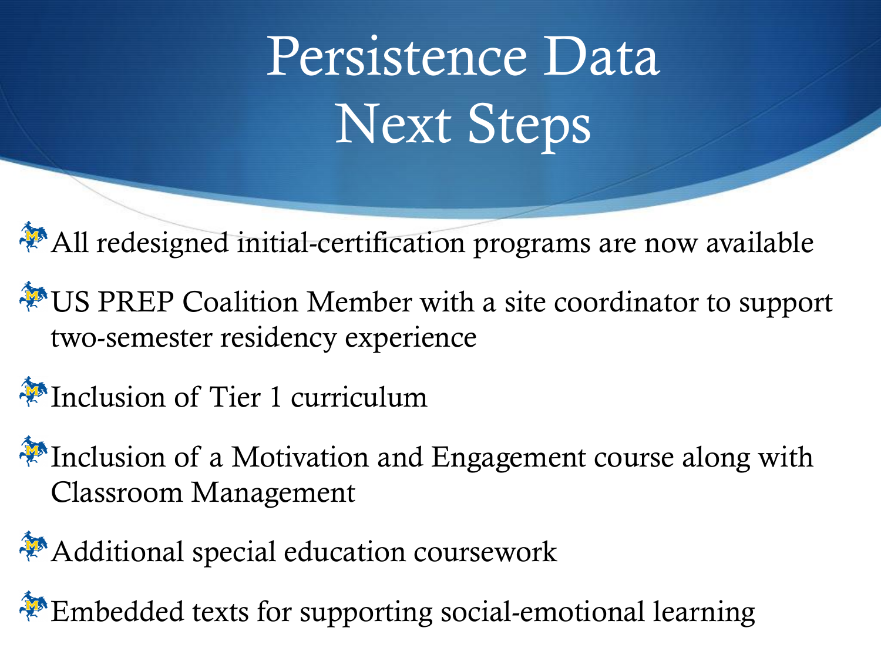# Persistence Data
# Next Steps

- All redesigned initial-certification programs are now available
- US PREP Coalition Member with a site coordinator to support two-semester residency experience
- Inclusion of Tier 1 curriculum
- Inclusion of a Motivation and Engagement course along with Classroom Management
- Additional special education coursework
- Embedded texts for supporting social-emotional learning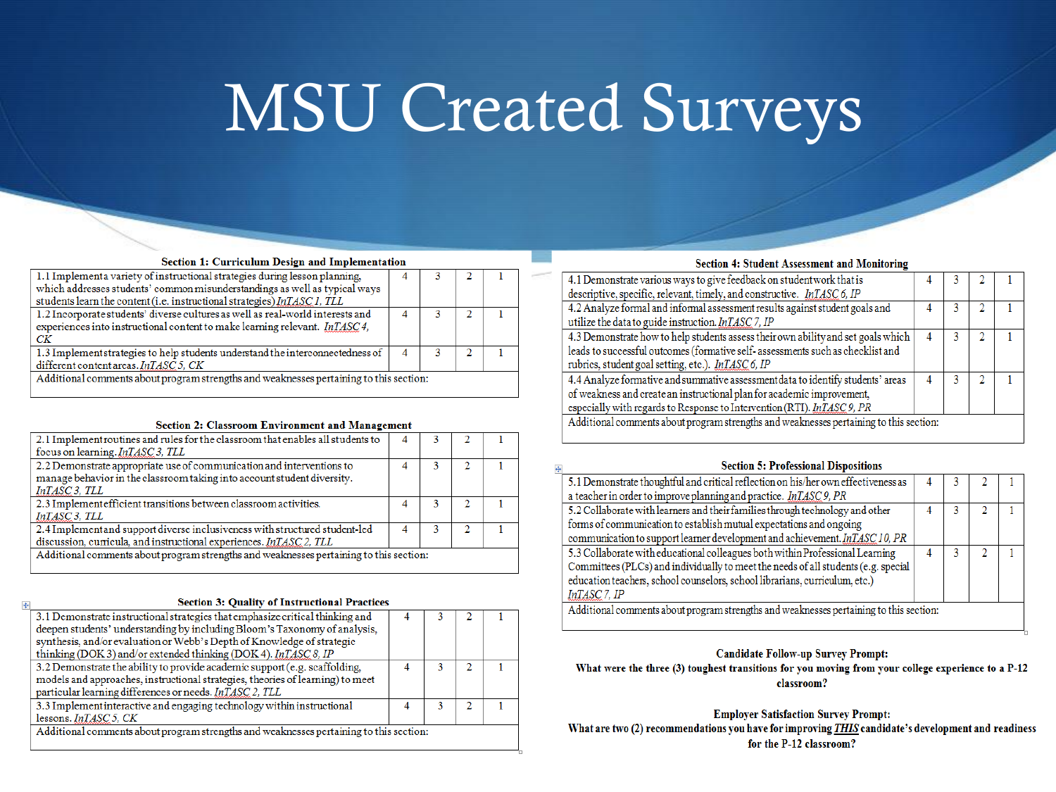# MSU Created Surveys

**Section 1: Curriculum Design and Implementation**

| Item | | | | |
|---|---|---|---|---|
| 1.1 Implement a variety of instructional strategies during lesson planning, which addresses students' common misunderstandings as well as typical ways students learn the content (i.e. instructional strategies) InTASC 1, TLL | 4 | 3 | 2 | 1 |
| 1.2 Incorporate students' diverse cultures as well as real-world interests and experiences into instructional content to make learning relevant. InTASC 4, CK | 4 | 3 | 2 | 1 |
| 1.3 Implement strategies to help students understand the interconnectedness of different content areas. InTASC 5, CK | 4 | 3 | 2 | 1 |
| Additional comments about program strengths and weaknesses pertaining to this section: | | | | |

**Section 2: Classroom Environment and Management**

| Item | | | | |
|---|---|---|---|---|
| 2.1 Implement routines and rules for the classroom that enables all students to focus on learning. InTASC 3, TLL | 4 | 3 | 2 | 1 |
| 2.2 Demonstrate appropriate use of communication and interventions to manage behavior in the classroom taking into account student diversity. InTASC 3, TLL | 4 | 3 | 2 | 1 |
| 2.3 Implement efficient transitions between classroom activities. InTASC 3, TLL | 4 | 3 | 2 | 1 |
| 2.4 Implement and support diverse inclusiveness with structured student-led discussion, curricula, and instructional experiences. InTASC 2, TLL | 4 | 3 | 2 | 1 |
| Additional comments about program strengths and weaknesses pertaining to this section: | | | | |

**Section 3: Quality of Instructional Practices**

| Item | | | | |
|---|---|---|---|---|
| 3.1 Demonstrate instructional strategies that emphasize critical thinking and deepen students' understanding by including Bloom's Taxonomy of analysis, synthesis, and/or evaluation or Webb's Depth of Knowledge of strategic thinking (DOK 3) and/or extended thinking (DOK 4). InTASC 8, IP | 4 | 3 | 2 | 1 |
| 3.2 Demonstrate the ability to provide academic support (e.g. scaffolding, models and approaches, instructional strategies, theories of learning) to meet particular learning differences or needs. InTASC 2, TLL | 4 | 3 | 2 | 1 |
| 3.3 Implement interactive and engaging technology within instructional lessons. InTASC 5, CK | 4 | 3 | 2 | 1 |
| Additional comments about program strengths and weaknesses pertaining to this section: | | | | |

**Section 4: Student Assessment and Monitoring**

| Item | | | | |
|---|---|---|---|---|
| 4.1 Demonstrate various ways to give feedback on student work that is descriptive, specific, relevant, timely, and constructive. InTASC 6, IP | 4 | 3 | 2 | 1 |
| 4.2 Analyze formal and informal assessment results against student goals and utilize the data to guide instruction. InTASC 7, IP | 4 | 3 | 2 | 1 |
| 4.3 Demonstrate how to help students assess their own ability and set goals which leads to successful outcomes (formative self-assessments such as checklist and rubrics, student goal setting, etc.). InTASC 6, IP | 4 | 3 | 2 | 1 |
| 4.4 Analyze formative and summative assessment data to identify students' areas of weakness and create an instructional plan for academic improvement, especially with regards to Response to Intervention (RTI). InTASC 9, PR | 4 | 3 | 2 | 1 |
| Additional comments about program strengths and weaknesses pertaining to this section: | | | | |

**Section 5: Professional Dispositions**

| Item | | | | |
|---|---|---|---|---|
| 5.1 Demonstrate thoughtful and critical reflection on his/her own effectiveness as a teacher in order to improve planning and practice. InTASC 9, PR | 4 | 3 | 2 | 1 |
| 5.2 Collaborate with learners and their families through technology and other forms of communication to establish mutual expectations and ongoing communication to support learner development and achievement. InTASC 10, PR | 4 | 3 | 2 | 1 |
| 5.3 Collaborate with educational colleagues both within Professional Learning Committees (PLCs) and individually to meet the needs of all students (e.g. special education teachers, school counselors, school librarians, curriculum, etc.) InTASC 7, IP | 4 | 3 | 2 | 1 |
| Additional comments about program strengths and weaknesses pertaining to this section: | | | | |

**Candidate Follow-up Survey Prompt:**
**What were the three (3) toughest transitions for you moving from your college experience to a P-12 classroom?**

**Employer Satisfaction Survey Prompt:**
**What are two (2) recommendations you have for improving *THIS* candidate's development and readiness for the P-12 classroom?**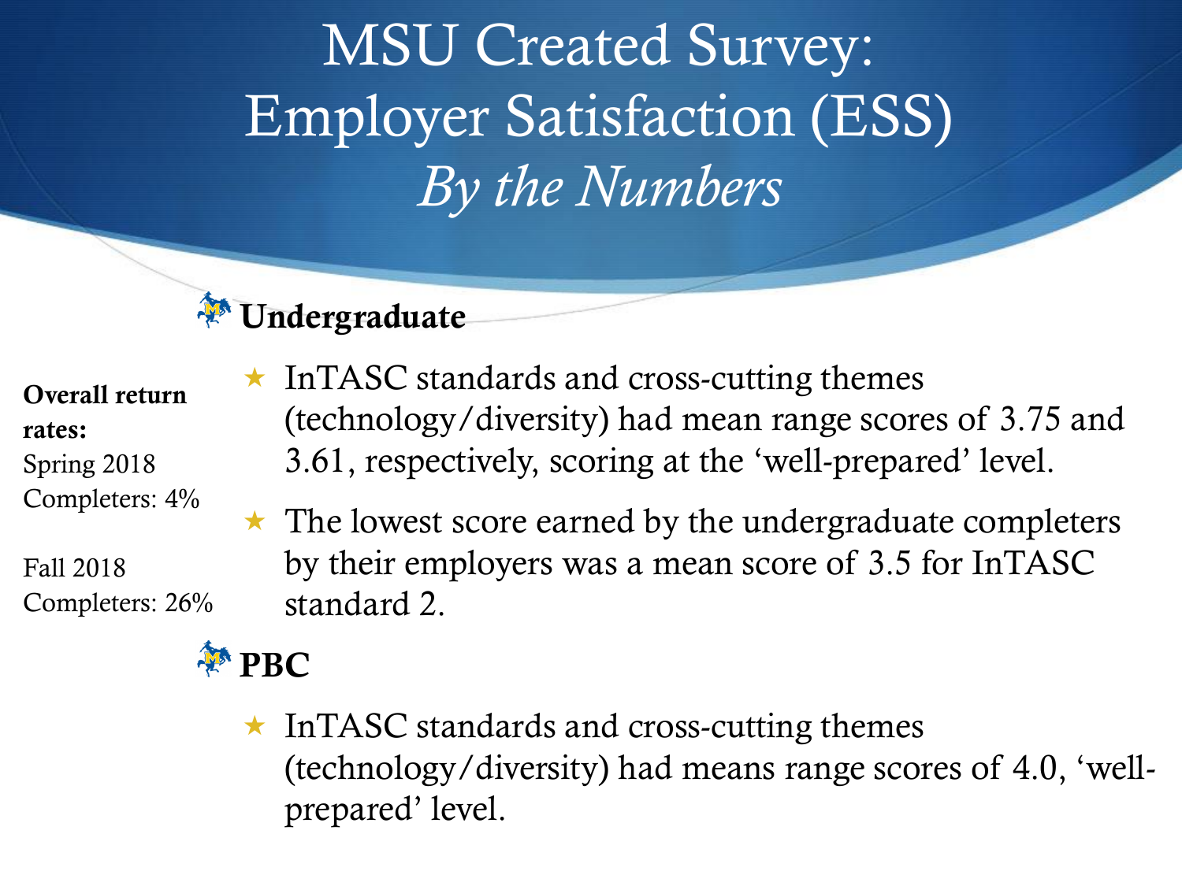# MSU Created Survey: Employer Satisfaction (ESS)

*By the Numbers*

## Undergraduate

**Overall return rates:**

Spring 2018 Completers: 4%

Fall 2018 Completers: 26%

- InTASC standards and cross-cutting themes (technology/diversity) had mean range scores of 3.75 and 3.61, respectively, scoring at the 'well-prepared' level.
- The lowest score earned by the undergraduate completers by their employers was a mean score of 3.5 for InTASC standard 2.

## PBC

- InTASC standards and cross-cutting themes (technology/diversity) had means range scores of 4.0, 'well-prepared' level.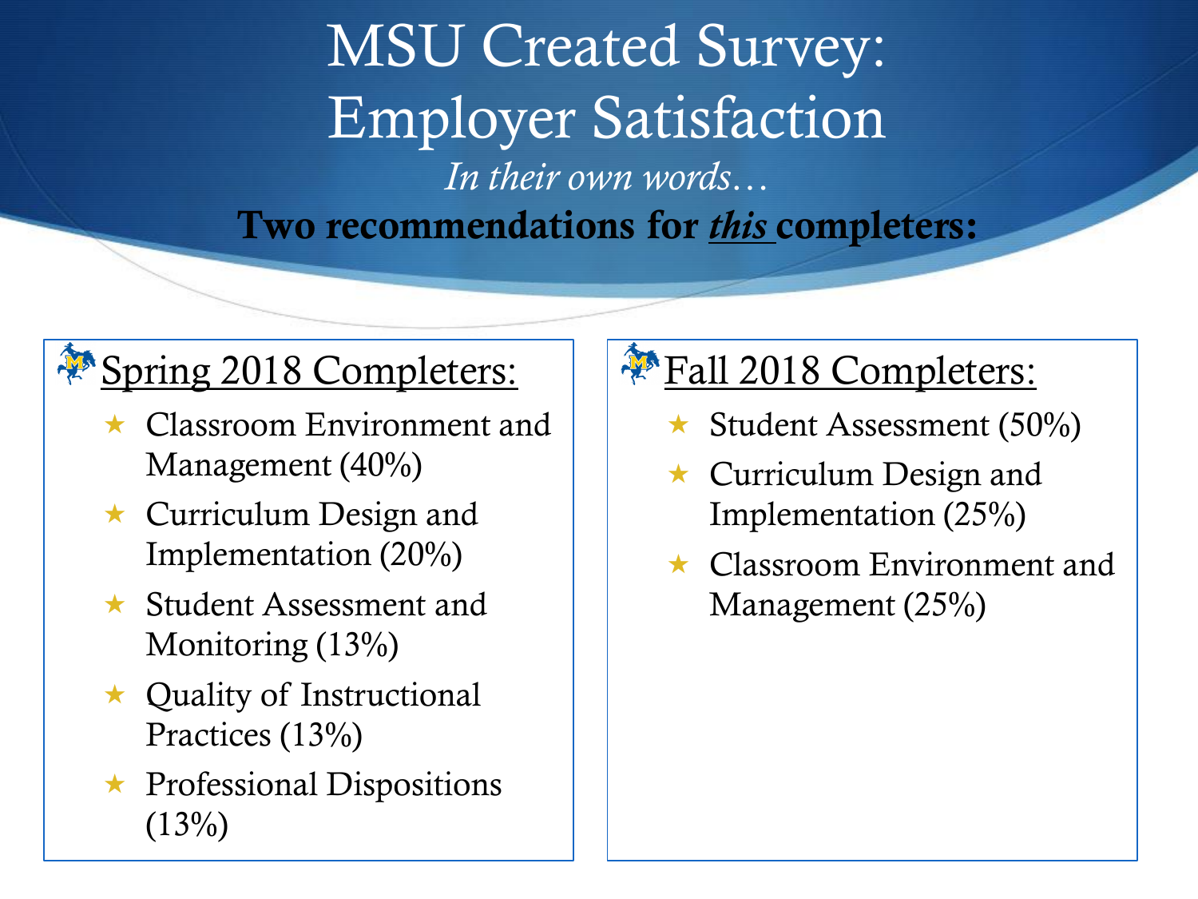# MSU Created Survey: Employer Satisfaction

*In their own words…*

**Two recommendations for *this* completers:**

## Spring 2018 Completers:

- Classroom Environment and Management (40%)
- Curriculum Design and Implementation (20%)
- Student Assessment and Monitoring (13%)
- Quality of Instructional Practices (13%)
- Professional Dispositions (13%)

## Fall 2018 Completers:

- Student Assessment (50%)
- Curriculum Design and Implementation (25%)
- Classroom Environment and Management (25%)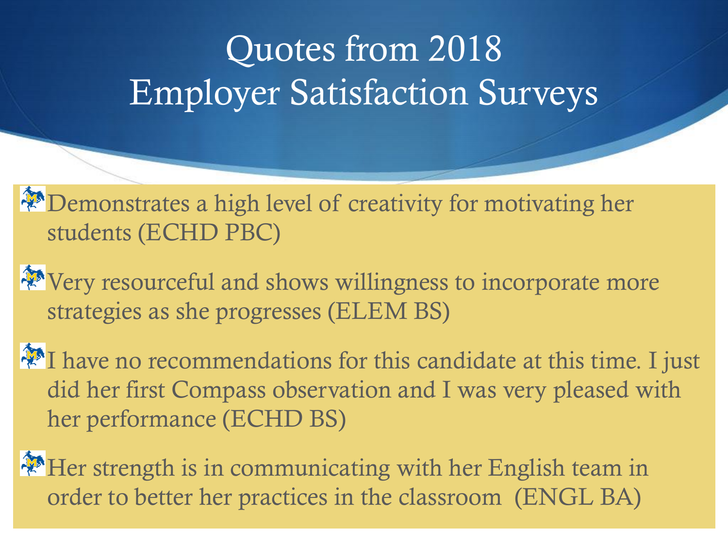# Quotes from 2018 Employer Satisfaction Surveys

- Demonstrates a high level of creativity for motivating her students (ECHD PBC)
- Very resourceful and shows willingness to incorporate more strategies as she progresses (ELEM BS)
- I have no recommendations for this candidate at this time. I just did her first Compass observation and I was very pleased with her performance (ECHD BS)
- Her strength is in communicating with her English team in order to better her practices in the classroom (ENGL BA)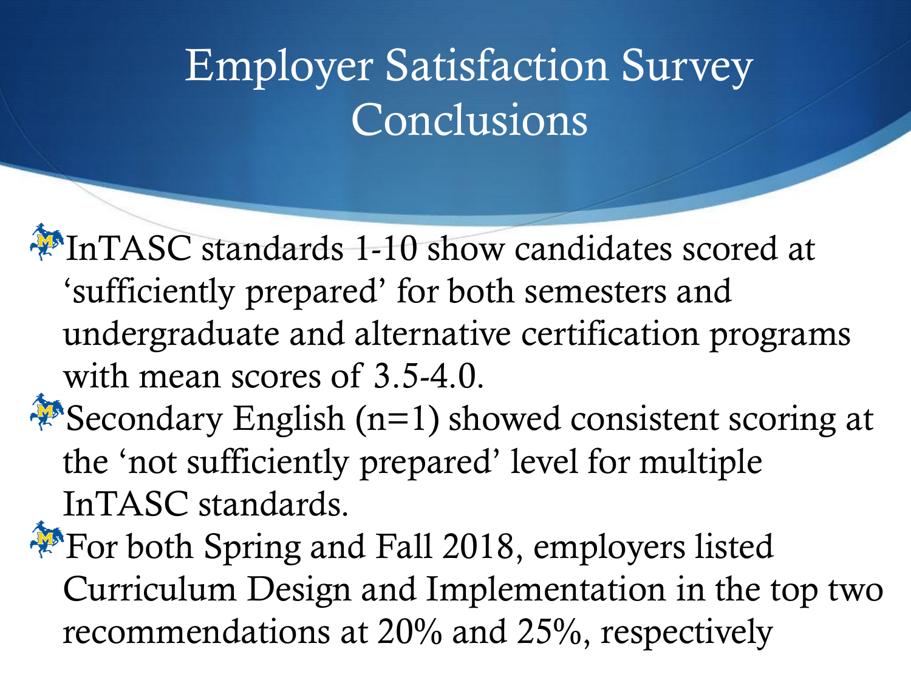# Employer Satisfaction Survey Conclusions

- InTASC standards 1-10 show candidates scored at 'sufficiently prepared' for both semesters and undergraduate and alternative certification programs with mean scores of 3.5-4.0.
- Secondary English (n=1) showed consistent scoring at the 'not sufficiently prepared' level for multiple InTASC standards.
- For both Spring and Fall 2018, employers listed Curriculum Design and Implementation in the top two recommendations at 20% and 25%, respectively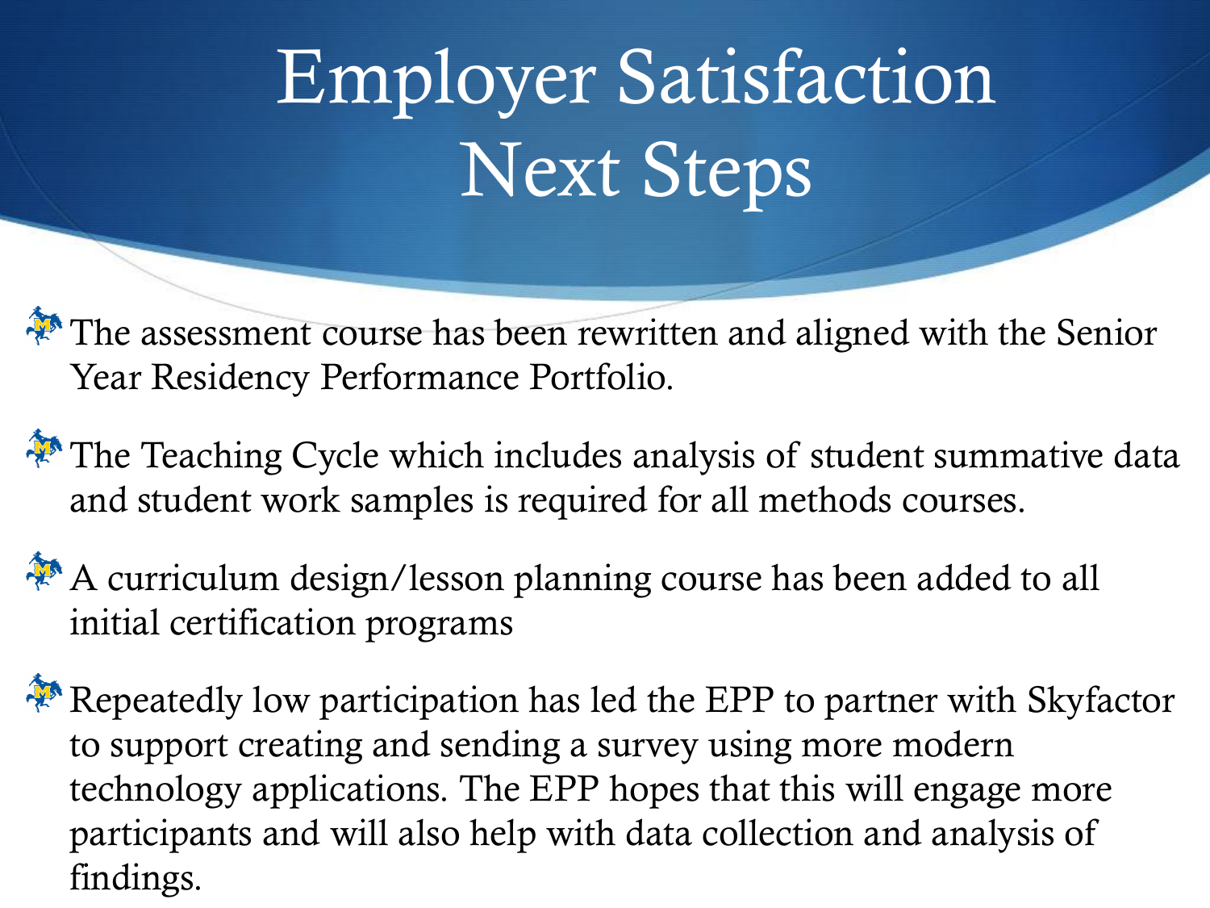# Employer Satisfaction Next Steps

- The assessment course has been rewritten and aligned with the Senior Year Residency Performance Portfolio.
- The Teaching Cycle which includes analysis of student summative data and student work samples is required for all methods courses.
- A curriculum design/lesson planning course has been added to all initial certification programs
- Repeatedly low participation has led the EPP to partner with Skyfactor to support creating and sending a survey using more modern technology applications. The EPP hopes that this will engage more participants and will also help with data collection and analysis of findings.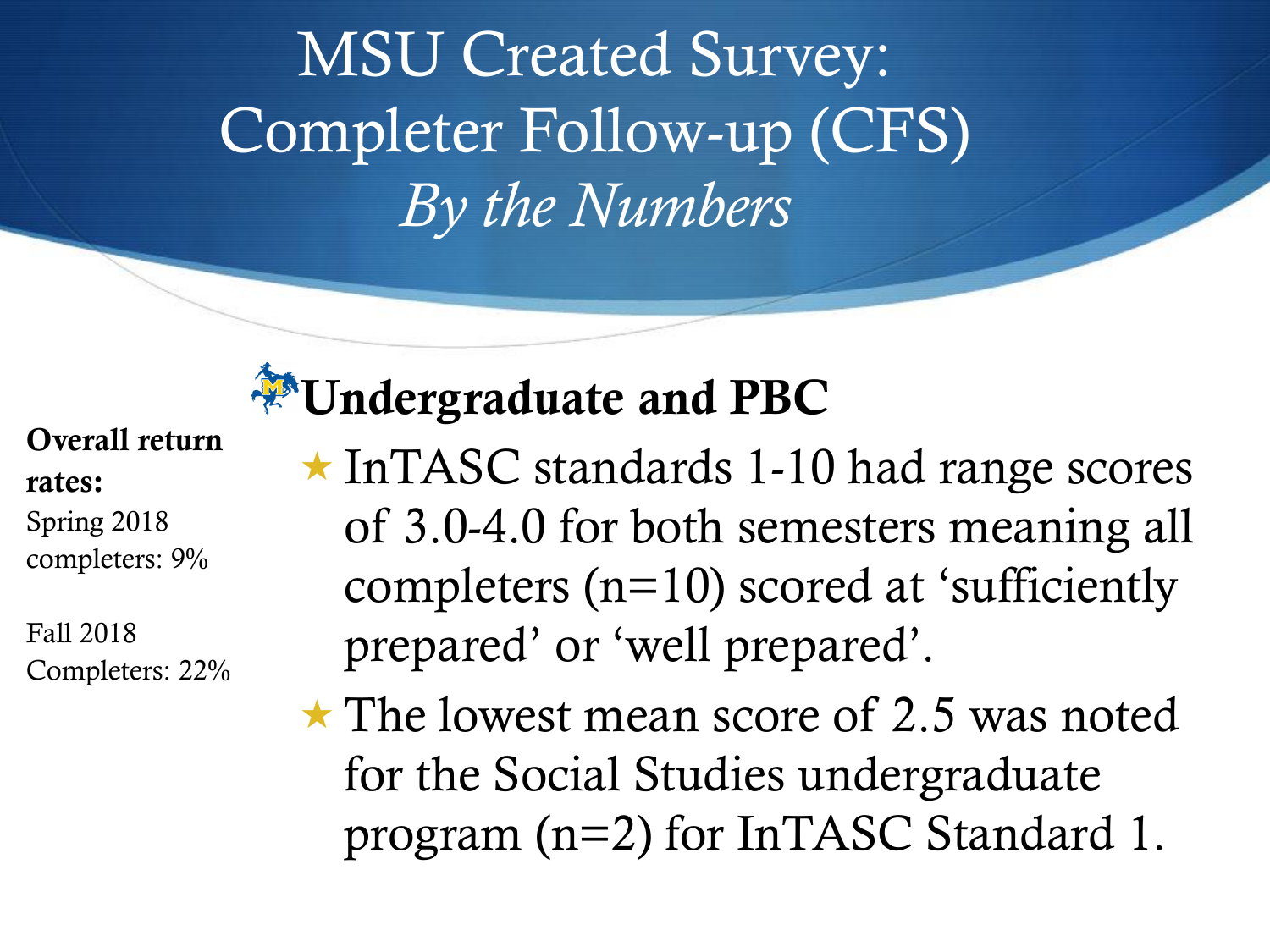# MSU Created Survey: Completer Follow-up (CFS) *By the Numbers*

**Overall return rates:**
Spring 2018 completers: 9%

Fall 2018 Completers: 22%

## Undergraduate and PBC

- InTASC standards 1-10 had range scores of 3.0-4.0 for both semesters meaning all completers (n=10) scored at 'sufficiently prepared' or 'well prepared'.
- The lowest mean score of 2.5 was noted for the Social Studies undergraduate program (n=2) for InTASC Standard 1.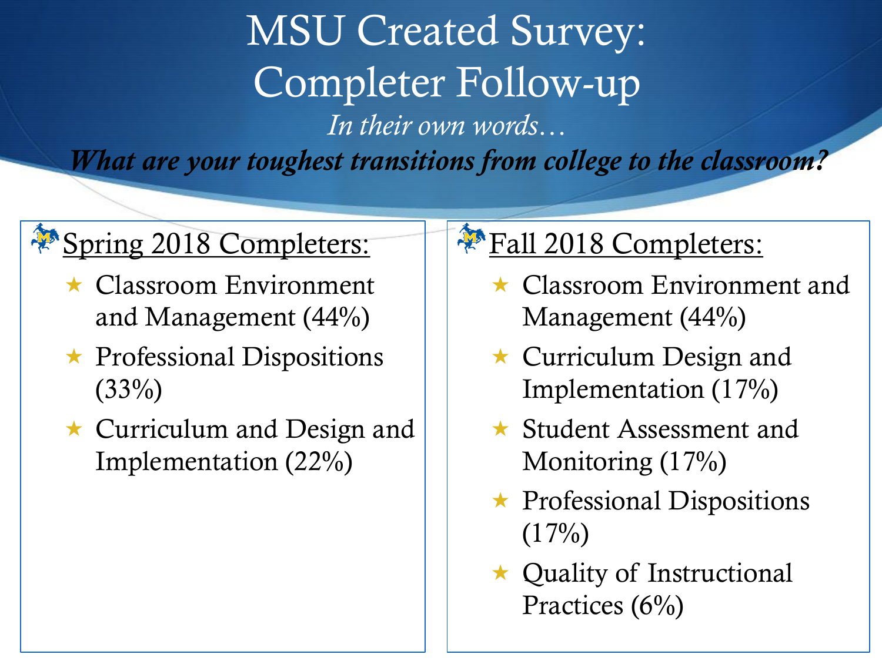# MSU Created Survey: Completer Follow-up

*In their own words…*

***What are your toughest transitions from college to the classroom?***

## Spring 2018 Completers:

- Classroom Environment and Management (44%)
- Professional Dispositions (33%)
- Curriculum and Design and Implementation (22%)

## Fall 2018 Completers:

- Classroom Environment and Management (44%)
- Curriculum Design and Implementation (17%)
- Student Assessment and Monitoring (17%)
- Professional Dispositions (17%)
- Quality of Instructional Practices (6%)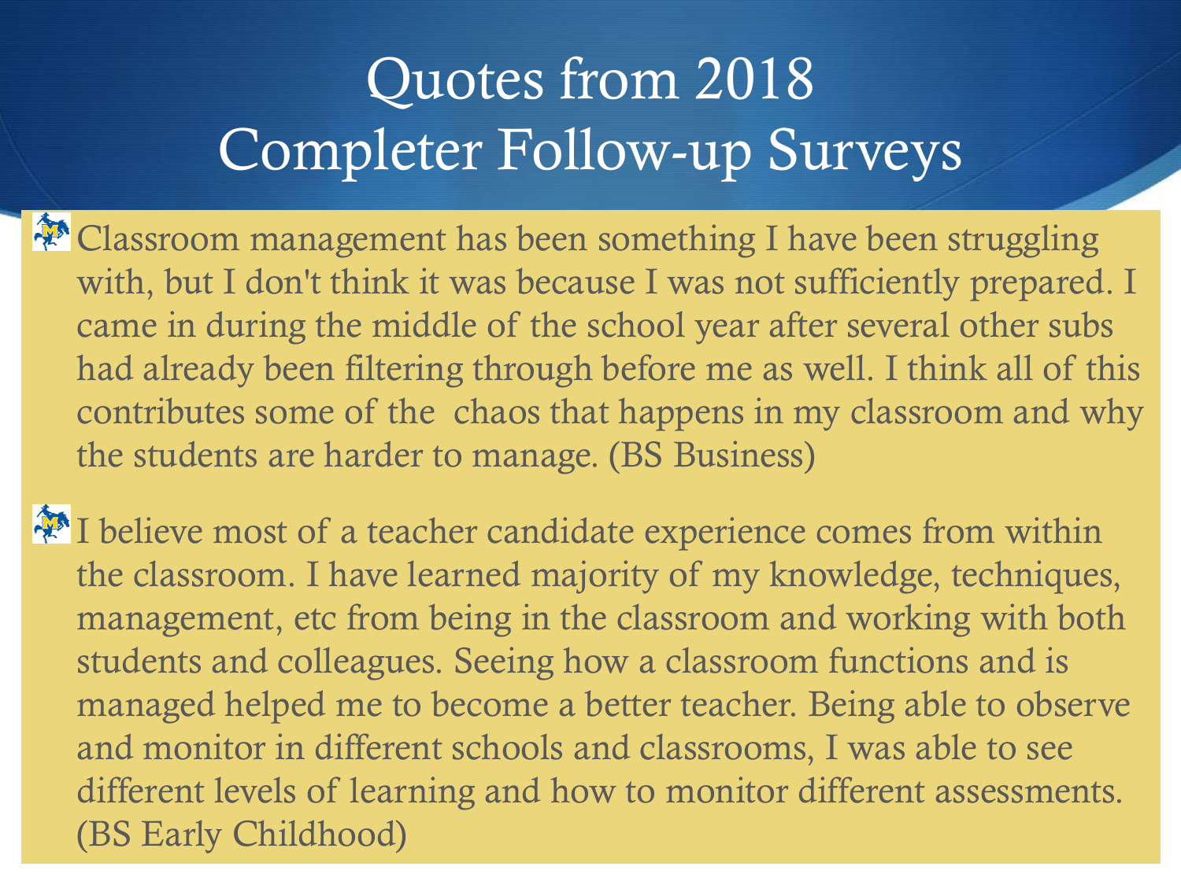# Quotes from 2018 Completer Follow-up Surveys

- Classroom management has been something I have been struggling with, but I don't think it was because I was not sufficiently prepared. I came in during the middle of the school year after several other subs had already been filtering through before me as well. I think all of this contributes some of the  chaos that happens in my classroom and why the students are harder to manage. (BS Business)

- I believe most of a teacher candidate experience comes from within the classroom. I have learned majority of my knowledge, techniques, management, etc from being in the classroom and working with both students and colleagues. Seeing how a classroom functions and is managed helped me to become a better teacher. Being able to observe and monitor in different schools and classrooms, I was able to see different levels of learning and how to monitor different assessments. (BS Early Childhood)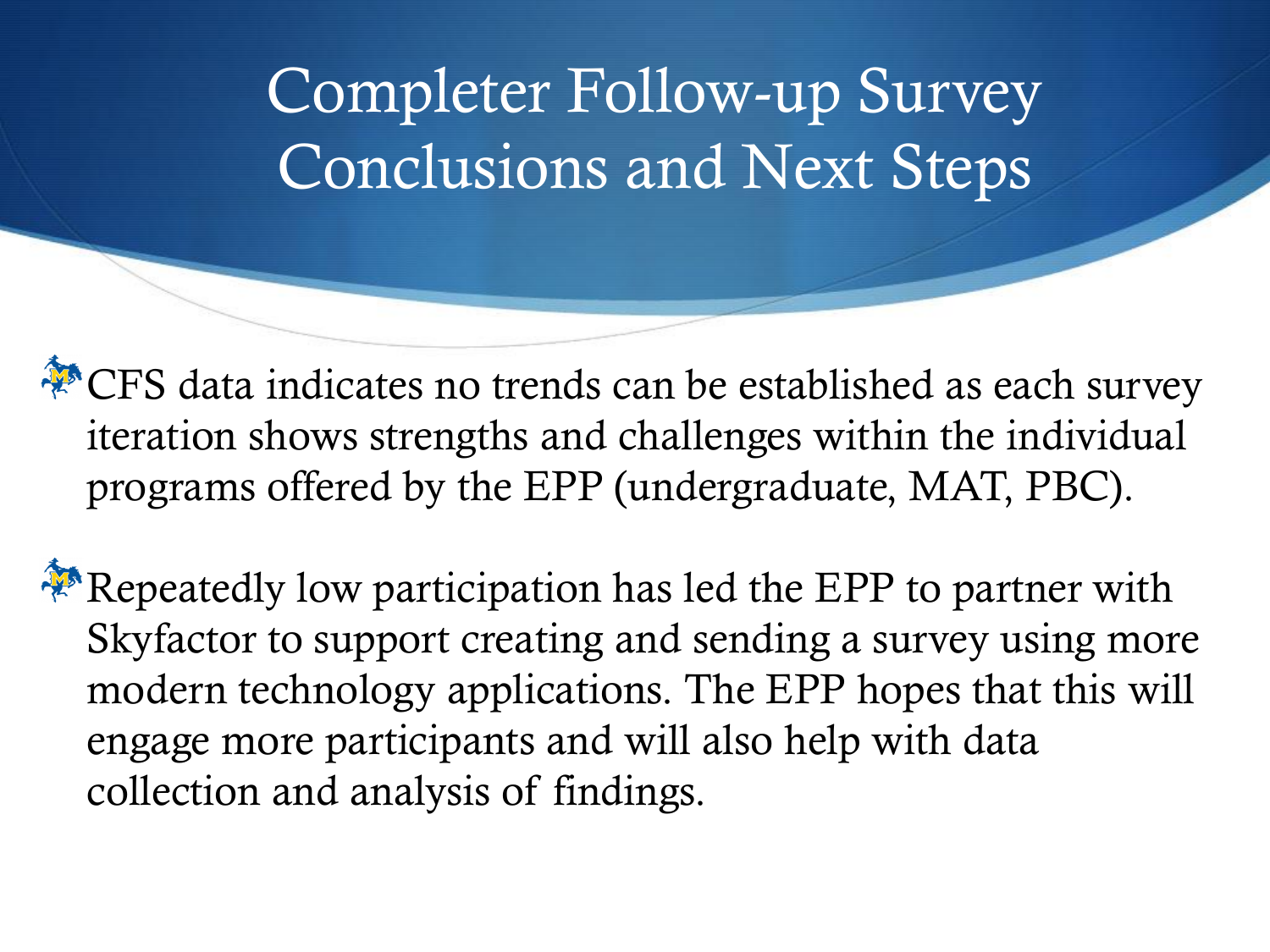# Completer Follow-up Survey Conclusions and Next Steps

- CFS data indicates no trends can be established as each survey iteration shows strengths and challenges within the individual programs offered by the EPP (undergraduate, MAT, PBC).

- Repeatedly low participation has led the EPP to partner with Skyfactor to support creating and sending a survey using more modern technology applications. The EPP hopes that this will engage more participants and will also help with data collection and analysis of findings.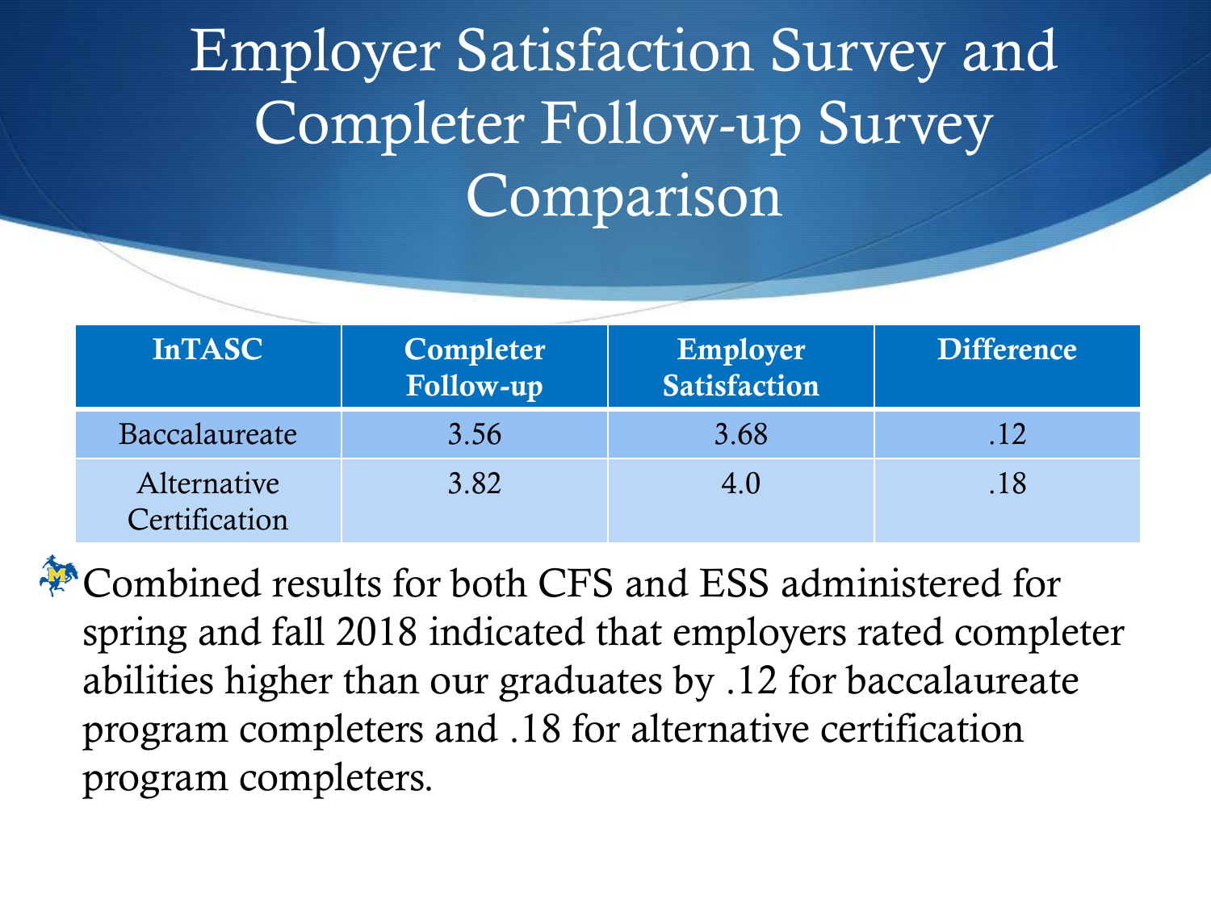# Employer Satisfaction Survey and Completer Follow-up Survey Comparison

| InTASC | Completer Follow-up | Employer Satisfaction | Difference |
|---|---|---|---|
| Baccalaureate | 3.56 | 3.68 | .12 |
| Alternative Certification | 3.82 | 4.0 | .18 |

- Combined results for both CFS and ESS administered for spring and fall 2018 indicated that employers rated completer abilities higher than our graduates by .12 for baccalaureate program completers and .18 for alternative certification program completers.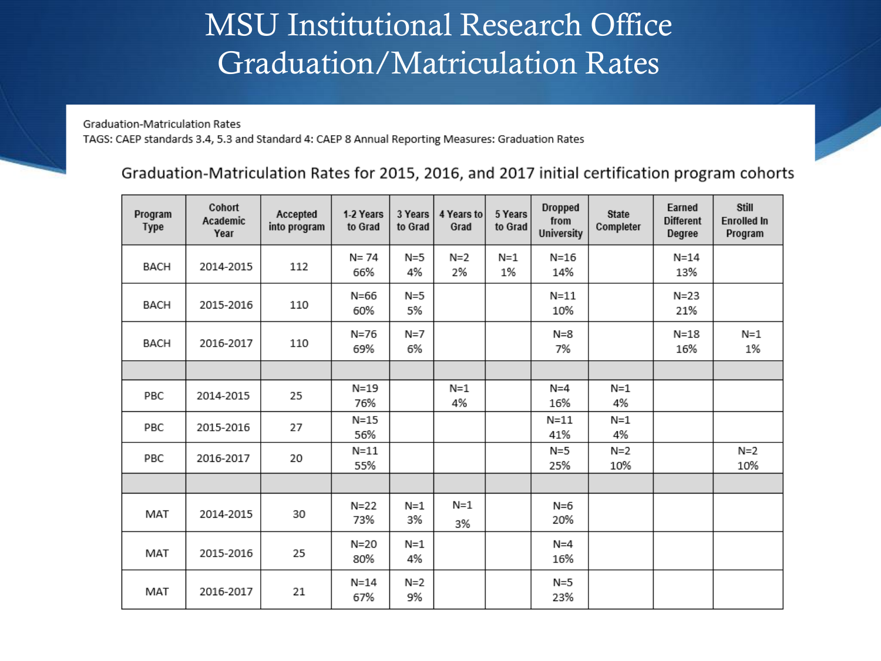# MSU Institutional Research Office Graduation/Matriculation Rates

Graduation-Matriculation Rates

TAGS: CAEP standards 3.4, 5.3 and Standard 4: CAEP 8 Annual Reporting Measures: Graduation Rates

## Graduation-Matriculation Rates for 2015, 2016, and 2017 initial certification program cohorts

| Program Type | Cohort Academic Year | Accepted into program | 1-2 Years to Grad | 3 Years to Grad | 4 Years to Grad | 5 Years to Grad | Dropped from University | State Completer | Earned Different Degree | Still Enrolled In Program |
|---|---|---|---|---|---|---|---|---|---|---|
| BACH | 2014-2015 | 112 | N= 74 66% | N=5 4% | N=2 2% | N=1 1% | N=16 14% | | N=14 13% | |
| BACH | 2015-2016 | 110 | N=66 60% | N=5 5% | | | N=11 10% | | N=23 21% | |
| BACH | 2016-2017 | 110 | N=76 69% | N=7 6% | | | N=8 7% | | N=18 16% | N=1 1% |
| | | | | | | | | | | |
| PBC | 2014-2015 | 25 | N=19 76% | | N=1 4% | | N=4 16% | N=1 4% | | |
| PBC | 2015-2016 | 27 | N=15 56% | | | | N=11 41% | N=1 4% | | |
| PBC | 2016-2017 | 20 | N=11 55% | | | | N=5 25% | N=2 10% | | N=2 10% |
| | | | | | | | | | | |
| MAT | 2014-2015 | 30 | N=22 73% | N=1 3% | N=1 3% | | N=6 20% | | | |
| MAT | 2015-2016 | 25 | N=20 80% | N=1 4% | | | N=4 16% | | | |
| MAT | 2016-2017 | 21 | N=14 67% | N=2 9% | | | N=5 23% | | | |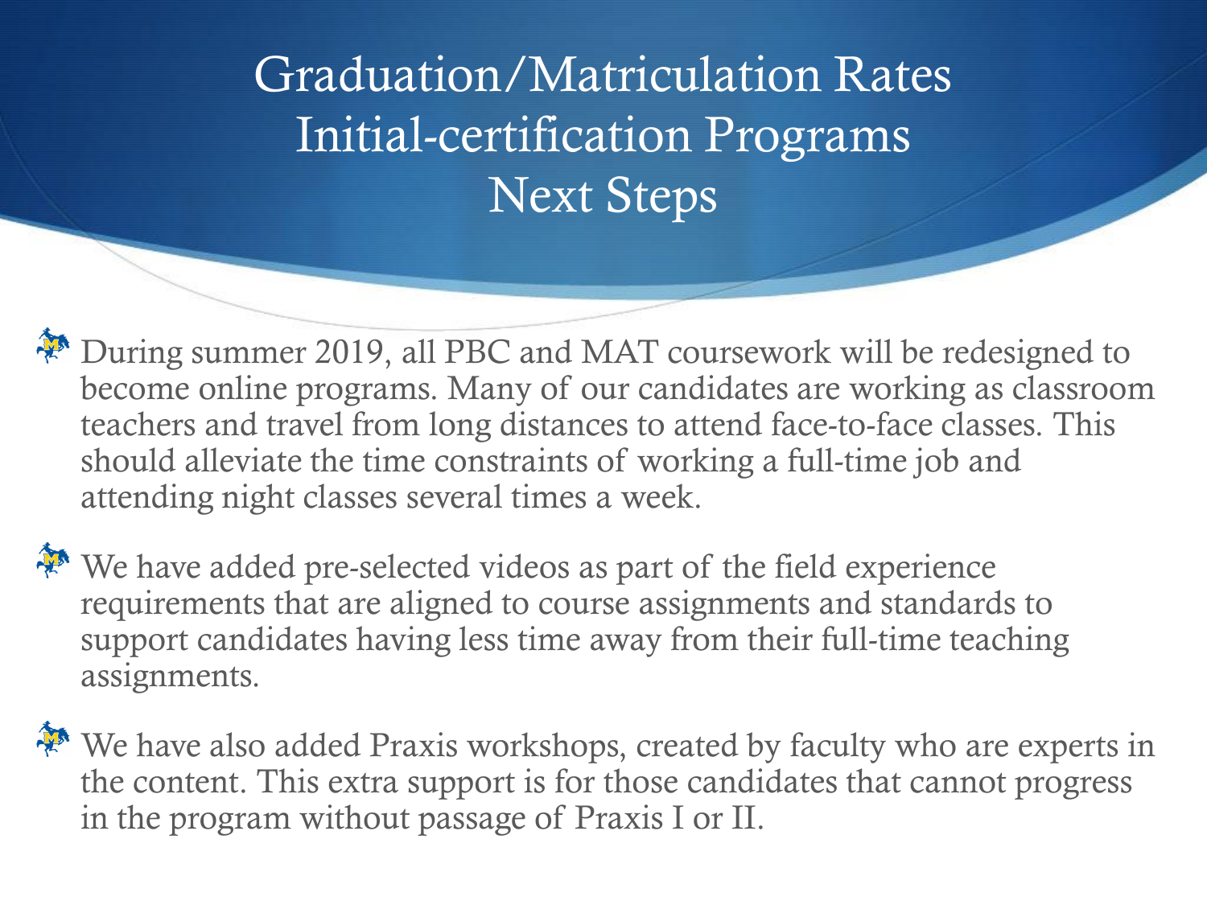# Graduation/Matriculation Rates Initial-certification Programs Next Steps

- During summer 2019, all PBC and MAT coursework will be redesigned to become online programs. Many of our candidates are working as classroom teachers and travel from long distances to attend face-to-face classes. This should alleviate the time constraints of working a full-time job and attending night classes several times a week.
- We have added pre-selected videos as part of the field experience requirements that are aligned to course assignments and standards to support candidates having less time away from their full-time teaching assignments.
- We have also added Praxis workshops, created by faculty who are experts in the content. This extra support is for those candidates that cannot progress in the program without passage of Praxis I or II.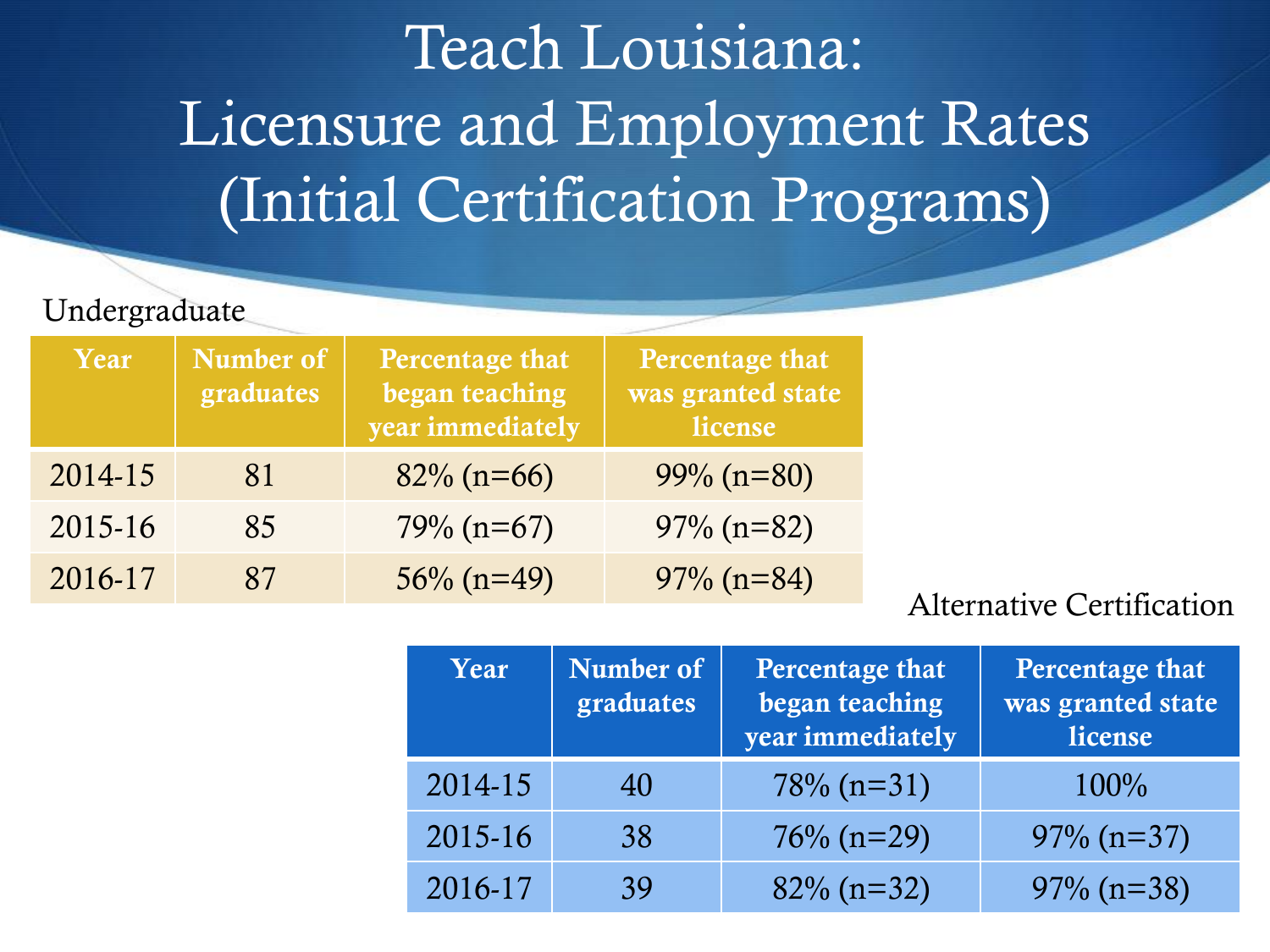# Teach Louisiana: Licensure and Employment Rates (Initial Certification Programs)

Undergraduate

| Year | Number of graduates | Percentage that began teaching year immediately | Percentage that was granted state license |
|---|---|---|---|
| 2014-15 | 81 | 82% (n=66) | 99% (n=80) |
| 2015-16 | 85 | 79% (n=67) | 97% (n=82) |
| 2016-17 | 87 | 56% (n=49) | 97% (n=84) |

Alternative Certification

| Year | Number of graduates | Percentage that began teaching year immediately | Percentage that was granted state license |
|---|---|---|---|
| 2014-15 | 40 | 78% (n=31) | 100% |
| 2015-16 | 38 | 76% (n=29) | 97% (n=37) |
| 2016-17 | 39 | 82% (n=32) | 97% (n=38) |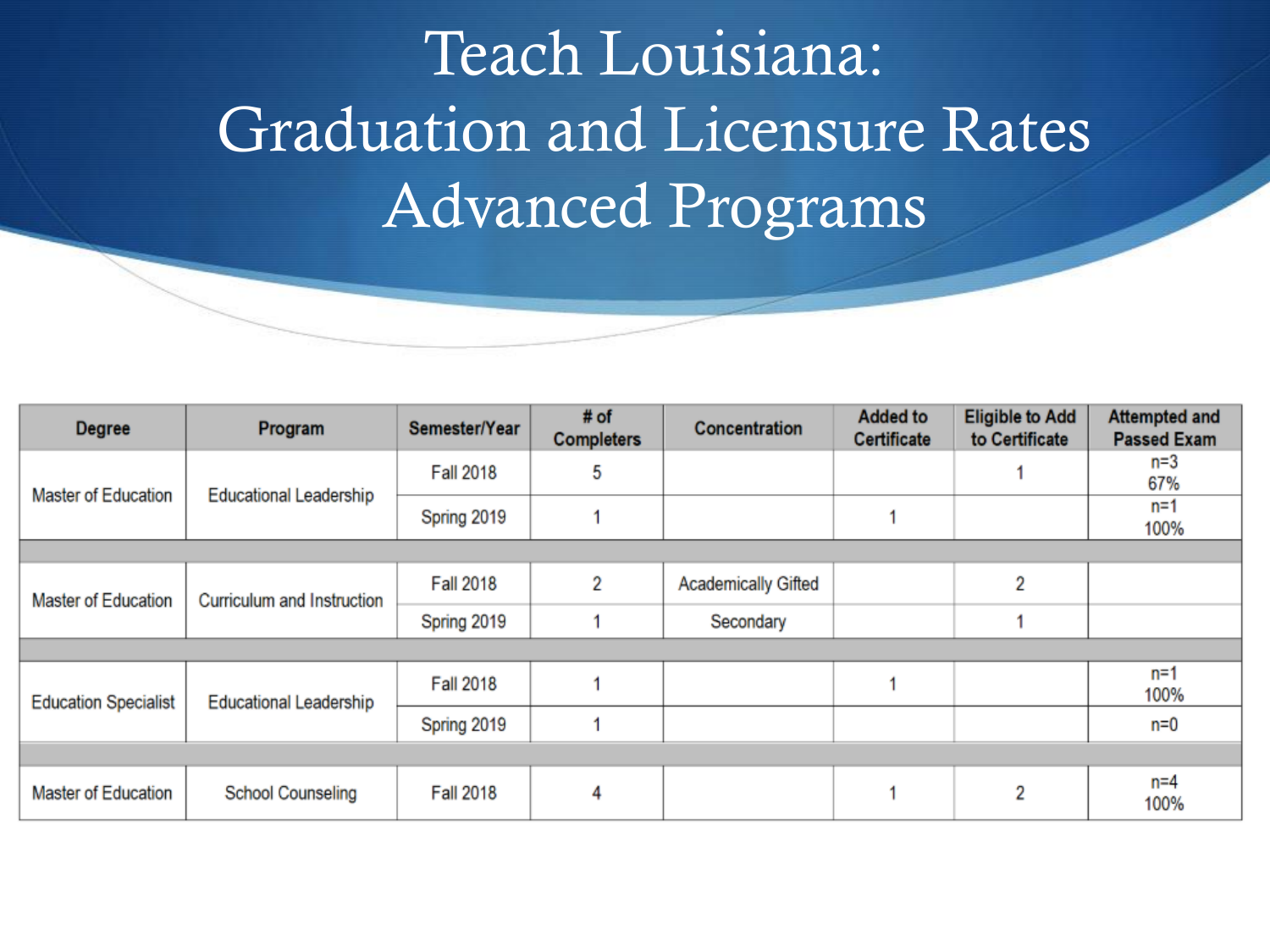# Teach Louisiana: Graduation and Licensure Rates Advanced Programs

| Degree | Program | Semester/Year | # of Completers | Concentration | Added to Certificate | Eligible to Add to Certificate | Attempted and Passed Exam |
|---|---|---|---|---|---|---|---|
| Master of Education | Educational Leadership | Fall 2018 | 5 | | | 1 | n=3 67% |
| | | Spring 2019 | 1 | | 1 | | n=1 100% |
| | | | | | | | |
| Master of Education | Curriculum and Instruction | Fall 2018 | 2 | Academically Gifted | | 2 | |
| | | Spring 2019 | 1 | Secondary | | 1 | |
| | | | | | | | |
| Education Specialist | Educational Leadership | Fall 2018 | 1 | | 1 | | n=1 100% |
| | | Spring 2019 | 1 | | | | n=0 |
| | | | | | | | |
| Master of Education | School Counseling | Fall 2018 | 4 | | 1 | 2 | n=4 100% |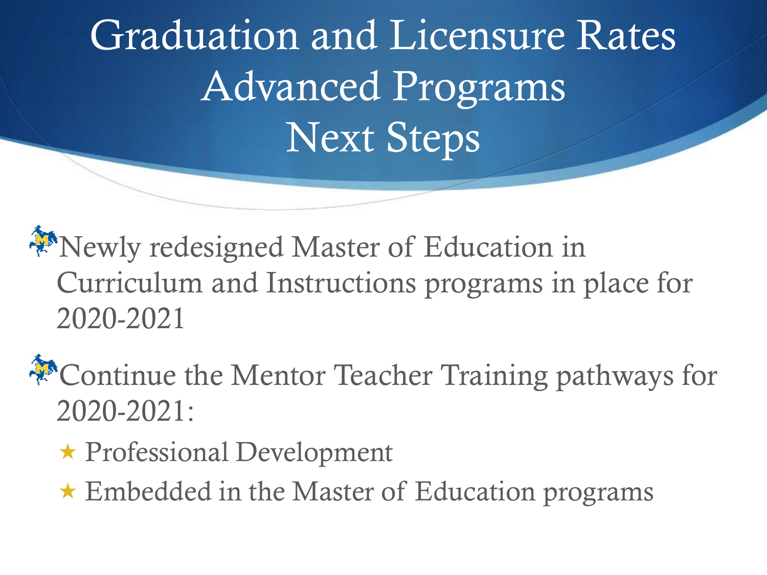# Graduation and Licensure Rates Advanced Programs Next Steps

- Newly redesigned Master of Education in Curriculum and Instructions programs in place for 2020-2021
- Continue the Mentor Teacher Training pathways for 2020-2021:
  - Professional Development
  - Embedded in the Master of Education programs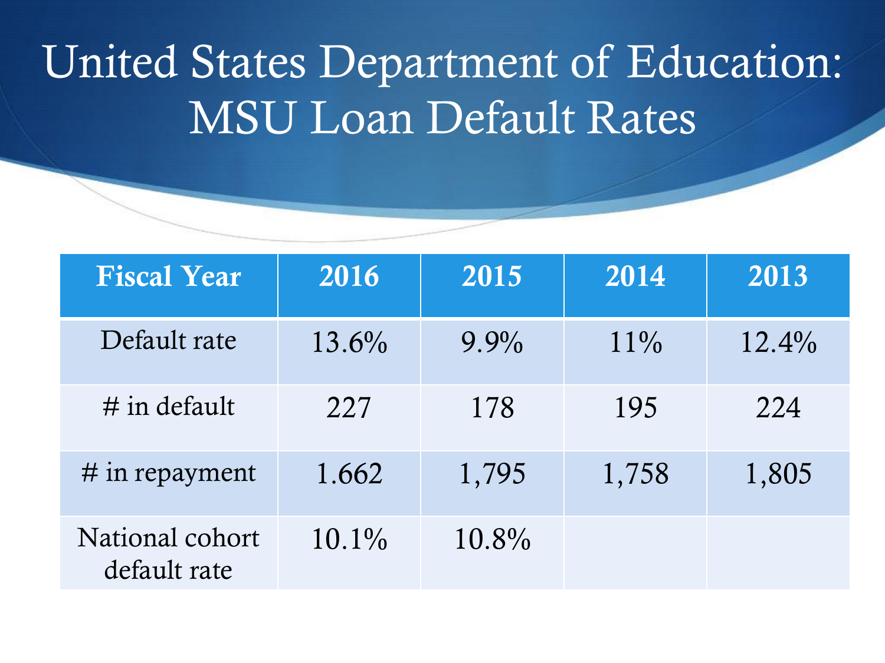# United States Department of Education: MSU Loan Default Rates

| Fiscal Year | 2016 | 2015 | 2014 | 2013 |
|---|---|---|---|---|
| Default rate | 13.6% | 9.9% | 11% | 12.4% |
| # in default | 227 | 178 | 195 | 224 |
| # in repayment | 1.662 | 1,795 | 1,758 | 1,805 |
| National cohort default rate | 10.1% | 10.8% | | |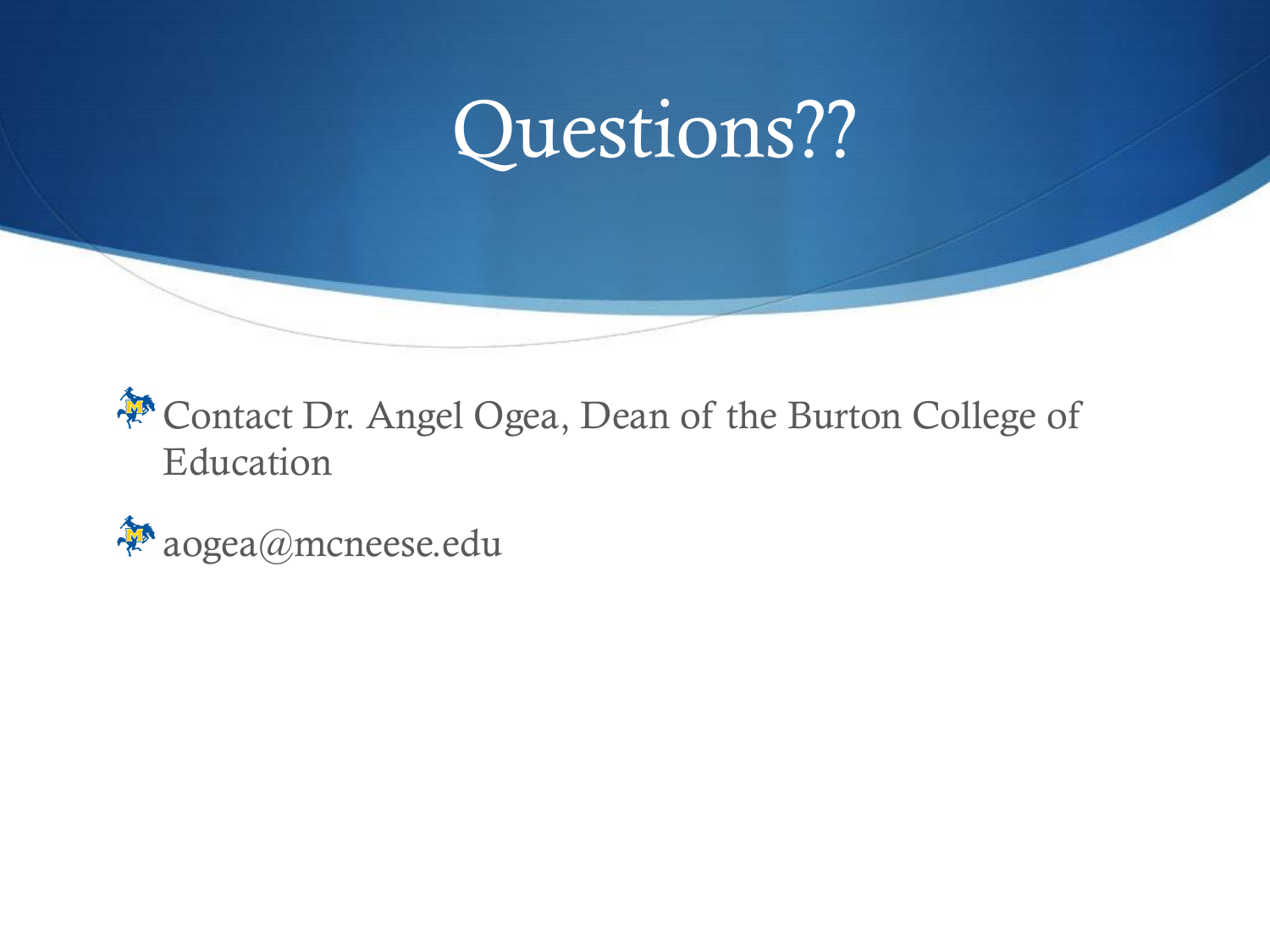# Questions??

- Contact Dr. Angel Ogea, Dean of the Burton College of Education
- aogea@mcneese.edu